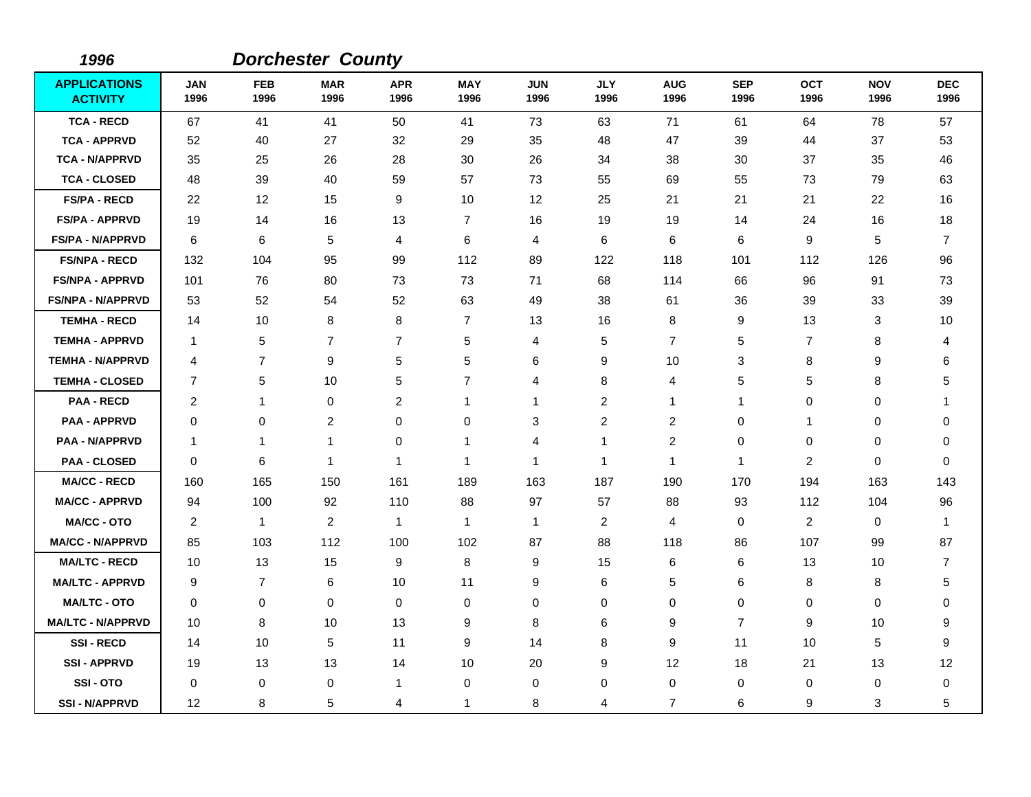*1996* ***Dorchester County***

| APPLICATIONS ACTIVITY | JAN 1996 | FEB 1996 | MAR 1996 | APR 1996 | MAY 1996 | JUN 1996 | JLY 1996 | AUG 1996 | SEP 1996 | OCT 1996 | NOV 1996 | DEC 1996 |
|---|---|---|---|---|---|---|---|---|---|---|---|---|
| TCA - RECD | 67 | 41 | 41 | 50 | 41 | 73 | 63 | 71 | 61 | 64 | 78 | 57 |
| TCA - APPRVD | 52 | 40 | 27 | 32 | 29 | 35 | 48 | 47 | 39 | 44 | 37 | 53 |
| TCA - N/APPRVD | 35 | 25 | 26 | 28 | 30 | 26 | 34 | 38 | 30 | 37 | 35 | 46 |
| TCA - CLOSED | 48 | 39 | 40 | 59 | 57 | 73 | 55 | 69 | 55 | 73 | 79 | 63 |
| FS/PA - RECD | 22 | 12 | 15 | 9 | 10 | 12 | 25 | 21 | 21 | 21 | 22 | 16 |
| FS/PA - APPRVD | 19 | 14 | 16 | 13 | 7 | 16 | 19 | 19 | 14 | 24 | 16 | 18 |
| FS/PA - N/APPRVD | 6 | 6 | 5 | 4 | 6 | 4 | 6 | 6 | 6 | 9 | 5 | 7 |
| FS/NPA - RECD | 132 | 104 | 95 | 99 | 112 | 89 | 122 | 118 | 101 | 112 | 126 | 96 |
| FS/NPA - APPRVD | 101 | 76 | 80 | 73 | 73 | 71 | 68 | 114 | 66 | 96 | 91 | 73 |
| FS/NPA - N/APPRVD | 53 | 52 | 54 | 52 | 63 | 49 | 38 | 61 | 36 | 39 | 33 | 39 |
| TEMHA - RECD | 14 | 10 | 8 | 8 | 7 | 13 | 16 | 8 | 9 | 13 | 3 | 10 |
| TEMHA - APPRVD | 1 | 5 | 7 | 7 | 5 | 4 | 5 | 7 | 5 | 7 | 8 | 4 |
| TEMHA - N/APPRVD | 4 | 7 | 9 | 5 | 5 | 6 | 9 | 10 | 3 | 8 | 9 | 6 |
| TEMHA - CLOSED | 7 | 5 | 10 | 5 | 7 | 4 | 8 | 4 | 5 | 5 | 8 | 5 |
| PAA - RECD | 2 | 1 | 0 | 2 | 1 | 1 | 2 | 1 | 1 | 0 | 0 | 1 |
| PAA - APPRVD | 0 | 0 | 2 | 0 | 0 | 3 | 2 | 2 | 0 | 1 | 0 | 0 |
| PAA - N/APPRVD | 1 | 1 | 1 | 0 | 1 | 4 | 1 | 2 | 0 | 0 | 0 | 0 |
| PAA - CLOSED | 0 | 6 | 1 | 1 | 1 | 1 | 1 | 1 | 1 | 2 | 0 | 0 |
| MA/CC - RECD | 160 | 165 | 150 | 161 | 189 | 163 | 187 | 190 | 170 | 194 | 163 | 143 |
| MA/CC - APPRVD | 94 | 100 | 92 | 110 | 88 | 97 | 57 | 88 | 93 | 112 | 104 | 96 |
| MA/CC - OTO | 2 | 1 | 2 | 1 | 1 | 1 | 2 | 4 | 0 | 2 | 0 | 1 |
| MA/CC - N/APPRVD | 85 | 103 | 112 | 100 | 102 | 87 | 88 | 118 | 86 | 107 | 99 | 87 |
| MA/LTC - RECD | 10 | 13 | 15 | 9 | 8 | 9 | 15 | 6 | 6 | 13 | 10 | 7 |
| MA/LTC - APPRVD | 9 | 7 | 6 | 10 | 11 | 9 | 6 | 5 | 6 | 8 | 8 | 5 |
| MA/LTC - OTO | 0 | 0 | 0 | 0 | 0 | 0 | 0 | 0 | 0 | 0 | 0 | 0 |
| MA/LTC - N/APPRVD | 10 | 8 | 10 | 13 | 9 | 8 | 6 | 9 | 7 | 9 | 10 | 9 |
| SSI - RECD | 14 | 10 | 5 | 11 | 9 | 14 | 8 | 9 | 11 | 10 | 5 | 9 |
| SSI - APPRVD | 19 | 13 | 13 | 14 | 10 | 20 | 9 | 12 | 18 | 21 | 13 | 12 |
| SSI - OTO | 0 | 0 | 0 | 1 | 0 | 0 | 0 | 0 | 0 | 0 | 0 | 0 |
| SSI - N/APPRVD | 12 | 8 | 5 | 4 | 1 | 8 | 4 | 7 | 6 | 9 | 3 | 5 |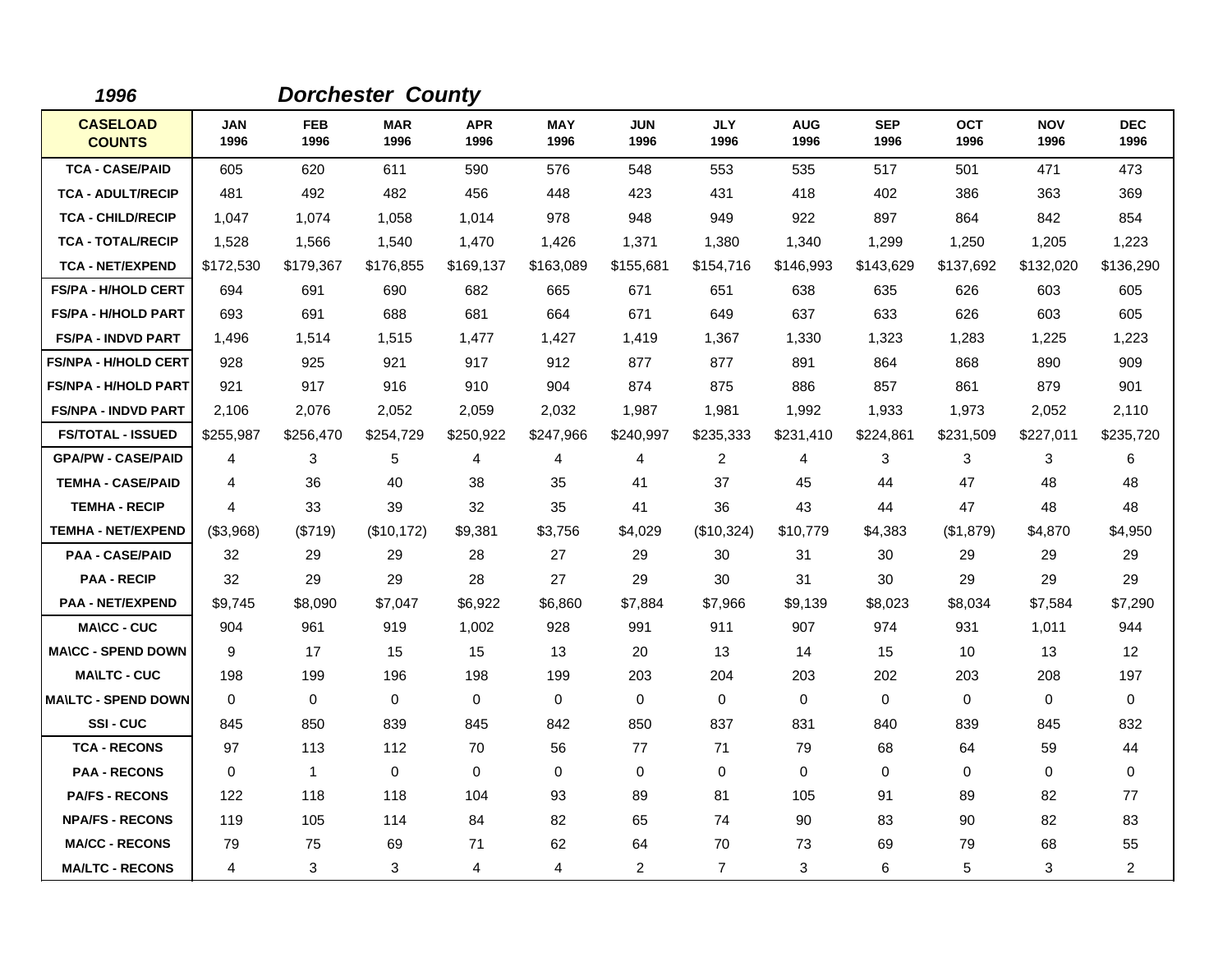*1996* *Dorchester County*

| CASELOAD COUNTS | JAN 1996 | FEB 1996 | MAR 1996 | APR 1996 | MAY 1996 | JUN 1996 | JLY 1996 | AUG 1996 | SEP 1996 | OCT 1996 | NOV 1996 | DEC 1996 |
|---|---|---|---|---|---|---|---|---|---|---|---|---|
| TCA - CASE/PAID | 605 | 620 | 611 | 590 | 576 | 548 | 553 | 535 | 517 | 501 | 471 | 473 |
| TCA - ADULT/RECIP | 481 | 492 | 482 | 456 | 448 | 423 | 431 | 418 | 402 | 386 | 363 | 369 |
| TCA - CHILD/RECIP | 1,047 | 1,074 | 1,058 | 1,014 | 978 | 948 | 949 | 922 | 897 | 864 | 842 | 854 |
| TCA - TOTAL/RECIP | 1,528 | 1,566 | 1,540 | 1,470 | 1,426 | 1,371 | 1,380 | 1,340 | 1,299 | 1,250 | 1,205 | 1,223 |
| TCA - NET/EXPEND | $172,530 | $179,367 | $176,855 | $169,137 | $163,089 | $155,681 | $154,716 | $146,993 | $143,629 | $137,692 | $132,020 | $136,290 |
| FS/PA - H/HOLD CERT | 694 | 691 | 690 | 682 | 665 | 671 | 651 | 638 | 635 | 626 | 603 | 605 |
| FS/PA - H/HOLD PART | 693 | 691 | 688 | 681 | 664 | 671 | 649 | 637 | 633 | 626 | 603 | 605 |
| FS/PA - INDVD PART | 1,496 | 1,514 | 1,515 | 1,477 | 1,427 | 1,419 | 1,367 | 1,330 | 1,323 | 1,283 | 1,225 | 1,223 |
| FS/NPA - H/HOLD CERT | 928 | 925 | 921 | 917 | 912 | 877 | 877 | 891 | 864 | 868 | 890 | 909 |
| FS/NPA - H/HOLD PART | 921 | 917 | 916 | 910 | 904 | 874 | 875 | 886 | 857 | 861 | 879 | 901 |
| FS/NPA - INDVD PART | 2,106 | 2,076 | 2,052 | 2,059 | 2,032 | 1,987 | 1,981 | 1,992 | 1,933 | 1,973 | 2,052 | 2,110 |
| FS/TOTAL - ISSUED | $255,987 | $256,470 | $254,729 | $250,922 | $247,966 | $240,997 | $235,333 | $231,410 | $224,861 | $231,509 | $227,011 | $235,720 |
| GPA/PW - CASE/PAID | 4 | 3 | 5 | 4 | 4 | 4 | 2 | 4 | 3 | 3 | 3 | 6 |
| TEMHA - CASE/PAID | 4 | 36 | 40 | 38 | 35 | 41 | 37 | 45 | 44 | 47 | 48 | 48 |
| TEMHA - RECIP | 4 | 33 | 39 | 32 | 35 | 41 | 36 | 43 | 44 | 47 | 48 | 48 |
| TEMHA - NET/EXPEND | ($3,968) | ($719) | ($10,172) | $9,381 | $3,756 | $4,029 | ($10,324) | $10,779 | $4,383 | ($1,879) | $4,870 | $4,950 |
| PAA - CASE/PAID | 32 | 29 | 29 | 28 | 27 | 29 | 30 | 31 | 30 | 29 | 29 | 29 |
| PAA - RECIP | 32 | 29 | 29 | 28 | 27 | 29 | 30 | 31 | 30 | 29 | 29 | 29 |
| PAA - NET/EXPEND | $9,745 | $8,090 | $7,047 | $6,922 | $6,860 | $7,884 | $7,966 | $9,139 | $8,023 | $8,034 | $7,584 | $7,290 |
| MA\CC - CUC | 904 | 961 | 919 | 1,002 | 928 | 991 | 911 | 907 | 974 | 931 | 1,011 | 944 |
| MA\CC - SPEND DOWN | 9 | 17 | 15 | 15 | 13 | 20 | 13 | 14 | 15 | 10 | 13 | 12 |
| MA\LTC - CUC | 198 | 199 | 196 | 198 | 199 | 203 | 204 | 203 | 202 | 203 | 208 | 197 |
| MA\LTC - SPEND DOWN | 0 | 0 | 0 | 0 | 0 | 0 | 0 | 0 | 0 | 0 | 0 | 0 |
| SSI - CUC | 845 | 850 | 839 | 845 | 842 | 850 | 837 | 831 | 840 | 839 | 845 | 832 |
| TCA - RECONS | 97 | 113 | 112 | 70 | 56 | 77 | 71 | 79 | 68 | 64 | 59 | 44 |
| PAA - RECONS | 0 | 1 | 0 | 0 | 0 | 0 | 0 | 0 | 0 | 0 | 0 | 0 |
| PA/FS - RECONS | 122 | 118 | 118 | 104 | 93 | 89 | 81 | 105 | 91 | 89 | 82 | 77 |
| NPA/FS - RECONS | 119 | 105 | 114 | 84 | 82 | 65 | 74 | 90 | 83 | 90 | 82 | 83 |
| MA/CC - RECONS | 79 | 75 | 69 | 71 | 62 | 64 | 70 | 73 | 69 | 79 | 68 | 55 |
| MA/LTC - RECONS | 4 | 3 | 3 | 4 | 4 | 2 | 7 | 3 | 6 | 5 | 3 | 2 |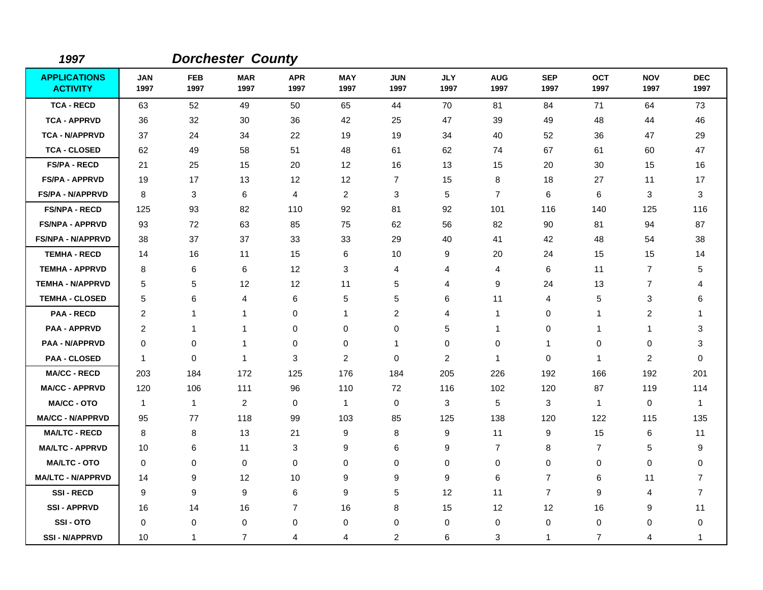*1997* *Dorchester County*

| APPLICATIONS ACTIVITY | JAN 1997 | FEB 1997 | MAR 1997 | APR 1997 | MAY 1997 | JUN 1997 | JLY 1997 | AUG 1997 | SEP 1997 | OCT 1997 | NOV 1997 | DEC 1997 |
|---|---|---|---|---|---|---|---|---|---|---|---|---|
| TCA - RECD | 63 | 52 | 49 | 50 | 65 | 44 | 70 | 81 | 84 | 71 | 64 | 73 |
| TCA - APPRVD | 36 | 32 | 30 | 36 | 42 | 25 | 47 | 39 | 49 | 48 | 44 | 46 |
| TCA - N/APPRVD | 37 | 24 | 34 | 22 | 19 | 19 | 34 | 40 | 52 | 36 | 47 | 29 |
| TCA - CLOSED | 62 | 49 | 58 | 51 | 48 | 61 | 62 | 74 | 67 | 61 | 60 | 47 |
| FS/PA - RECD | 21 | 25 | 15 | 20 | 12 | 16 | 13 | 15 | 20 | 30 | 15 | 16 |
| FS/PA - APPRVD | 19 | 17 | 13 | 12 | 12 | 7 | 15 | 8 | 18 | 27 | 11 | 17 |
| FS/PA - N/APPRVD | 8 | 3 | 6 | 4 | 2 | 3 | 5 | 7 | 6 | 6 | 3 | 3 |
| FS/NPA - RECD | 125 | 93 | 82 | 110 | 92 | 81 | 92 | 101 | 116 | 140 | 125 | 116 |
| FS/NPA - APPRVD | 93 | 72 | 63 | 85 | 75 | 62 | 56 | 82 | 90 | 81 | 94 | 87 |
| FS/NPA - N/APPRVD | 38 | 37 | 37 | 33 | 33 | 29 | 40 | 41 | 42 | 48 | 54 | 38 |
| TEMHA - RECD | 14 | 16 | 11 | 15 | 6 | 10 | 9 | 20 | 24 | 15 | 15 | 14 |
| TEMHA - APPRVD | 8 | 6 | 6 | 12 | 3 | 4 | 4 | 4 | 6 | 11 | 7 | 5 |
| TEMHA - N/APPRVD | 5 | 5 | 12 | 12 | 11 | 5 | 4 | 9 | 24 | 13 | 7 | 4 |
| TEMHA - CLOSED | 5 | 6 | 4 | 6 | 5 | 5 | 6 | 11 | 4 | 5 | 3 | 6 |
| PAA - RECD | 2 | 1 | 1 | 0 | 1 | 2 | 4 | 1 | 0 | 1 | 2 | 1 |
| PAA - APPRVD | 2 | 1 | 1 | 0 | 0 | 0 | 5 | 1 | 0 | 1 | 1 | 3 |
| PAA - N/APPRVD | 0 | 0 | 1 | 0 | 0 | 1 | 0 | 0 | 1 | 0 | 0 | 3 |
| PAA - CLOSED | 1 | 0 | 1 | 3 | 2 | 0 | 2 | 1 | 0 | 1 | 2 | 0 |
| MA/CC - RECD | 203 | 184 | 172 | 125 | 176 | 184 | 205 | 226 | 192 | 166 | 192 | 201 |
| MA/CC - APPRVD | 120 | 106 | 111 | 96 | 110 | 72 | 116 | 102 | 120 | 87 | 119 | 114 |
| MA/CC - OTO | 1 | 1 | 2 | 0 | 1 | 0 | 3 | 5 | 3 | 1 | 0 | 1 |
| MA/CC - N/APPRVD | 95 | 77 | 118 | 99 | 103 | 85 | 125 | 138 | 120 | 122 | 115 | 135 |
| MA/LTC - RECD | 8 | 8 | 13 | 21 | 9 | 8 | 9 | 11 | 9 | 15 | 6 | 11 |
| MA/LTC - APPRVD | 10 | 6 | 11 | 3 | 9 | 6 | 9 | 7 | 8 | 7 | 5 | 9 |
| MA/LTC - OTO | 0 | 0 | 0 | 0 | 0 | 0 | 0 | 0 | 0 | 0 | 0 | 0 |
| MA/LTC - N/APPRVD | 14 | 9 | 12 | 10 | 9 | 9 | 9 | 6 | 7 | 6 | 11 | 7 |
| SSI - RECD | 9 | 9 | 9 | 6 | 9 | 5 | 12 | 11 | 7 | 9 | 4 | 7 |
| SSI - APPRVD | 16 | 14 | 16 | 7 | 16 | 8 | 15 | 12 | 12 | 16 | 9 | 11 |
| SSI - OTO | 0 | 0 | 0 | 0 | 0 | 0 | 0 | 0 | 0 | 0 | 0 | 0 |
| SSI - N/APPRVD | 10 | 1 | 7 | 4 | 4 | 2 | 6 | 3 | 1 | 7 | 4 | 1 |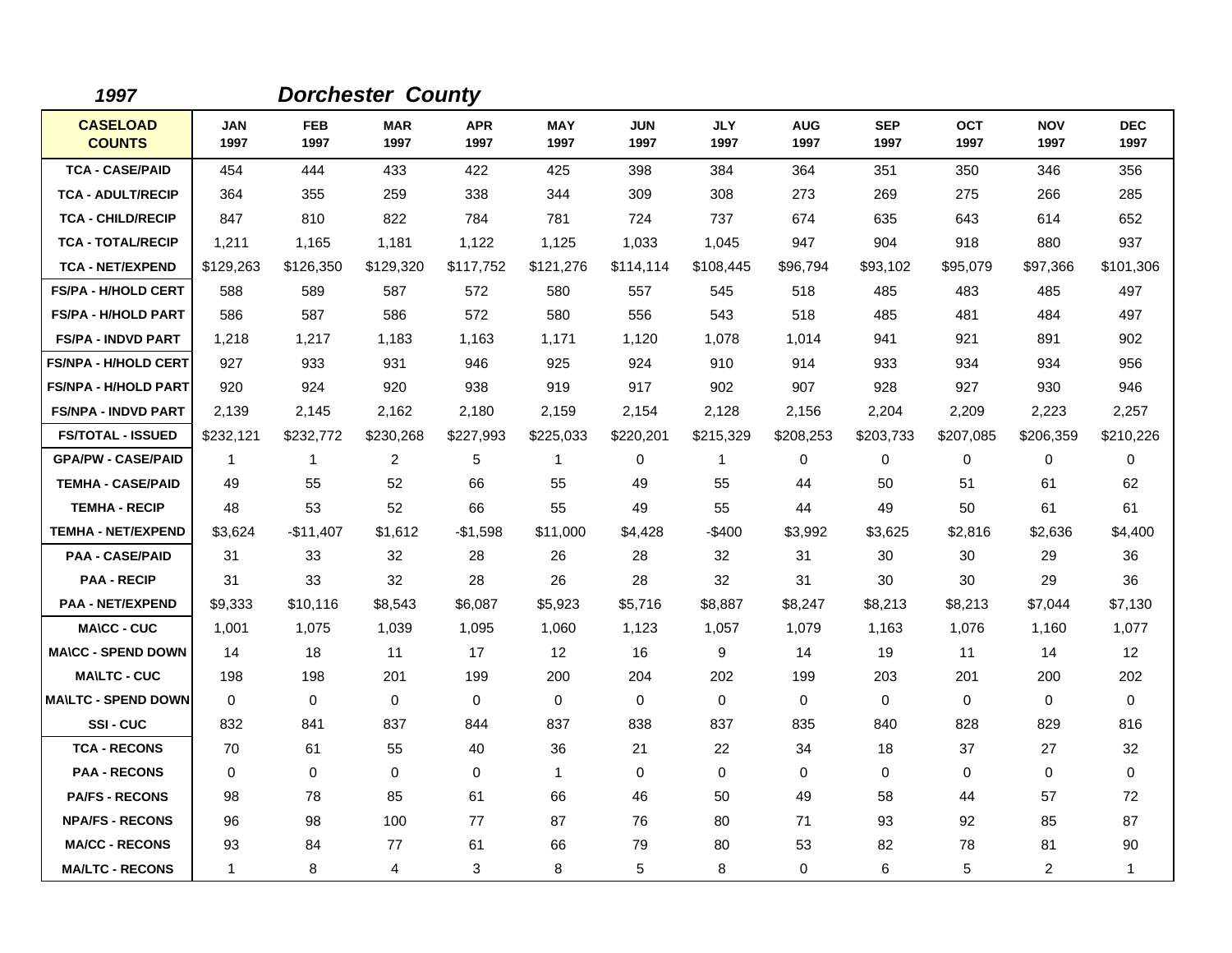**1997** **Dorchester County**

| CASELOAD COUNTS | JAN 1997 | FEB 1997 | MAR 1997 | APR 1997 | MAY 1997 | JUN 1997 | JLY 1997 | AUG 1997 | SEP 1997 | OCT 1997 | NOV 1997 | DEC 1997 |
|---|---|---|---|---|---|---|---|---|---|---|---|---|
| TCA - CASE/PAID | 454 | 444 | 433 | 422 | 425 | 398 | 384 | 364 | 351 | 350 | 346 | 356 |
| TCA - ADULT/RECIP | 364 | 355 | 259 | 338 | 344 | 309 | 308 | 273 | 269 | 275 | 266 | 285 |
| TCA - CHILD/RECIP | 847 | 810 | 822 | 784 | 781 | 724 | 737 | 674 | 635 | 643 | 614 | 652 |
| TCA - TOTAL/RECIP | 1,211 | 1,165 | 1,181 | 1,122 | 1,125 | 1,033 | 1,045 | 947 | 904 | 918 | 880 | 937 |
| TCA - NET/EXPEND | $129,263 | $126,350 | $129,320 | $117,752 | $121,276 | $114,114 | $108,445 | $96,794 | $93,102 | $95,079 | $97,366 | $101,306 |
| FS/PA - H/HOLD CERT | 588 | 589 | 587 | 572 | 580 | 557 | 545 | 518 | 485 | 483 | 485 | 497 |
| FS/PA - H/HOLD PART | 586 | 587 | 586 | 572 | 580 | 556 | 543 | 518 | 485 | 481 | 484 | 497 |
| FS/PA - INDVD PART | 1,218 | 1,217 | 1,183 | 1,163 | 1,171 | 1,120 | 1,078 | 1,014 | 941 | 921 | 891 | 902 |
| FS/NPA - H/HOLD CERT | 927 | 933 | 931 | 946 | 925 | 924 | 910 | 914 | 933 | 934 | 934 | 956 |
| FS/NPA - H/HOLD PART | 920 | 924 | 920 | 938 | 919 | 917 | 902 | 907 | 928 | 927 | 930 | 946 |
| FS/NPA - INDVD PART | 2,139 | 2,145 | 2,162 | 2,180 | 2,159 | 2,154 | 2,128 | 2,156 | 2,204 | 2,209 | 2,223 | 2,257 |
| FS/TOTAL - ISSUED | $232,121 | $232,772 | $230,268 | $227,993 | $225,033 | $220,201 | $215,329 | $208,253 | $203,733 | $207,085 | $206,359 | $210,226 |
| GPA/PW - CASE/PAID | 1 | 1 | 2 | 5 | 1 | 0 | 1 | 0 | 0 | 0 | 0 | 0 |
| TEMHA - CASE/PAID | 49 | 55 | 52 | 66 | 55 | 49 | 55 | 44 | 50 | 51 | 61 | 62 |
| TEMHA - RECIP | 48 | 53 | 52 | 66 | 55 | 49 | 55 | 44 | 49 | 50 | 61 | 61 |
| TEMHA - NET/EXPEND | $3,624 | -$11,407 | $1,612 | -$1,598 | $11,000 | $4,428 | -$400 | $3,992 | $3,625 | $2,816 | $2,636 | $4,400 |
| PAA - CASE/PAID | 31 | 33 | 32 | 28 | 26 | 28 | 32 | 31 | 30 | 30 | 29 | 36 |
| PAA - RECIP | 31 | 33 | 32 | 28 | 26 | 28 | 32 | 31 | 30 | 30 | 29 | 36 |
| PAA - NET/EXPEND | $9,333 | $10,116 | $8,543 | $6,087 | $5,923 | $5,716 | $8,887 | $8,247 | $8,213 | $8,213 | $7,044 | $7,130 |
| MA\CC - CUC | 1,001 | 1,075 | 1,039 | 1,095 | 1,060 | 1,123 | 1,057 | 1,079 | 1,163 | 1,076 | 1,160 | 1,077 |
| MA\CC - SPEND DOWN | 14 | 18 | 11 | 17 | 12 | 16 | 9 | 14 | 19 | 11 | 14 | 12 |
| MA\LTC - CUC | 198 | 198 | 201 | 199 | 200 | 204 | 202 | 199 | 203 | 201 | 200 | 202 |
| MA\LTC - SPEND DOWN | 0 | 0 | 0 | 0 | 0 | 0 | 0 | 0 | 0 | 0 | 0 | 0 |
| SSI - CUC | 832 | 841 | 837 | 844 | 837 | 838 | 837 | 835 | 840 | 828 | 829 | 816 |
| TCA - RECONS | 70 | 61 | 55 | 40 | 36 | 21 | 22 | 34 | 18 | 37 | 27 | 32 |
| PAA - RECONS | 0 | 0 | 0 | 0 | 1 | 0 | 0 | 0 | 0 | 0 | 0 | 0 |
| PA/FS - RECONS | 98 | 78 | 85 | 61 | 66 | 46 | 50 | 49 | 58 | 44 | 57 | 72 |
| NPA/FS - RECONS | 96 | 98 | 100 | 77 | 87 | 76 | 80 | 71 | 93 | 92 | 85 | 87 |
| MA/CC - RECONS | 93 | 84 | 77 | 61 | 66 | 79 | 80 | 53 | 82 | 78 | 81 | 90 |
| MA/LTC - RECONS | 1 | 8 | 4 | 3 | 8 | 5 | 8 | 0 | 6 | 5 | 2 | 1 |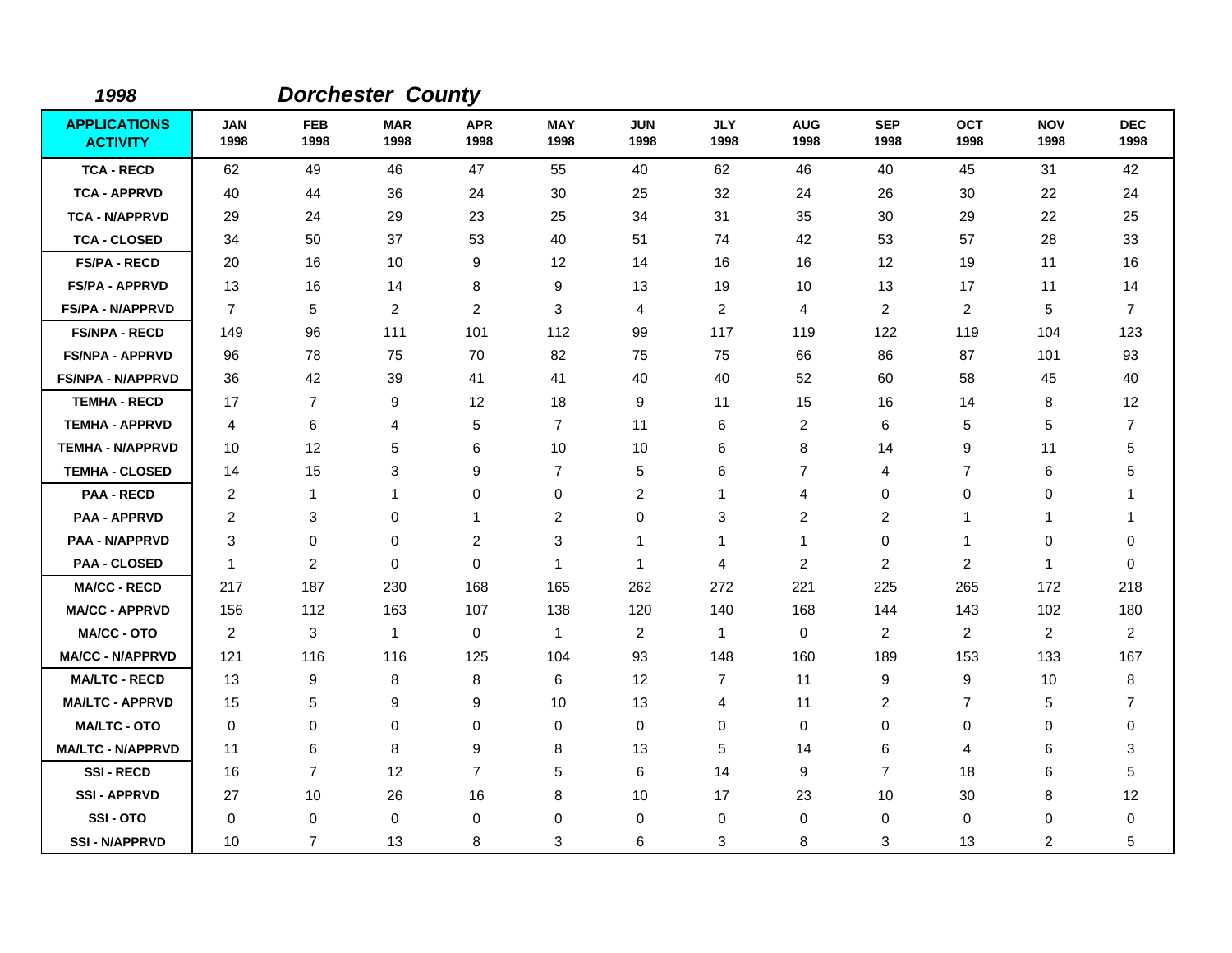*1998* *Dorchester County*

| APPLICATIONS ACTIVITY | JAN 1998 | FEB 1998 | MAR 1998 | APR 1998 | MAY 1998 | JUN 1998 | JLY 1998 | AUG 1998 | SEP 1998 | OCT 1998 | NOV 1998 | DEC 1998 |
|---|---|---|---|---|---|---|---|---|---|---|---|---|
| TCA - RECD | 62 | 49 | 46 | 47 | 55 | 40 | 62 | 46 | 40 | 45 | 31 | 42 |
| TCA - APPRVD | 40 | 44 | 36 | 24 | 30 | 25 | 32 | 24 | 26 | 30 | 22 | 24 |
| TCA - N/APPRVD | 29 | 24 | 29 | 23 | 25 | 34 | 31 | 35 | 30 | 29 | 22 | 25 |
| TCA - CLOSED | 34 | 50 | 37 | 53 | 40 | 51 | 74 | 42 | 53 | 57 | 28 | 33 |
| FS/PA - RECD | 20 | 16 | 10 | 9 | 12 | 14 | 16 | 16 | 12 | 19 | 11 | 16 |
| FS/PA - APPRVD | 13 | 16 | 14 | 8 | 9 | 13 | 19 | 10 | 13 | 17 | 11 | 14 |
| FS/PA - N/APPRVD | 7 | 5 | 2 | 2 | 3 | 4 | 2 | 4 | 2 | 2 | 5 | 7 |
| FS/NPA - RECD | 149 | 96 | 111 | 101 | 112 | 99 | 117 | 119 | 122 | 119 | 104 | 123 |
| FS/NPA - APPRVD | 96 | 78 | 75 | 70 | 82 | 75 | 75 | 66 | 86 | 87 | 101 | 93 |
| FS/NPA - N/APPRVD | 36 | 42 | 39 | 41 | 41 | 40 | 40 | 52 | 60 | 58 | 45 | 40 |
| TEMHA - RECD | 17 | 7 | 9 | 12 | 18 | 9 | 11 | 15 | 16 | 14 | 8 | 12 |
| TEMHA - APPRVD | 4 | 6 | 4 | 5 | 7 | 11 | 6 | 2 | 6 | 5 | 5 | 7 |
| TEMHA - N/APPRVD | 10 | 12 | 5 | 6 | 10 | 10 | 6 | 8 | 14 | 9 | 11 | 5 |
| TEMHA - CLOSED | 14 | 15 | 3 | 9 | 7 | 5 | 6 | 7 | 4 | 7 | 6 | 5 |
| PAA - RECD | 2 | 1 | 1 | 0 | 0 | 2 | 1 | 4 | 0 | 0 | 0 | 1 |
| PAA - APPRVD | 2 | 3 | 0 | 1 | 2 | 0 | 3 | 2 | 2 | 1 | 1 | 1 |
| PAA - N/APPRVD | 3 | 0 | 0 | 2 | 3 | 1 | 1 | 1 | 0 | 1 | 0 | 0 |
| PAA - CLOSED | 1 | 2 | 0 | 0 | 1 | 1 | 4 | 2 | 2 | 2 | 1 | 0 |
| MA/CC - RECD | 217 | 187 | 230 | 168 | 165 | 262 | 272 | 221 | 225 | 265 | 172 | 218 |
| MA/CC - APPRVD | 156 | 112 | 163 | 107 | 138 | 120 | 140 | 168 | 144 | 143 | 102 | 180 |
| MA/CC - OTO | 2 | 3 | 1 | 0 | 1 | 2 | 1 | 0 | 2 | 2 | 2 | 2 |
| MA/CC - N/APPRVD | 121 | 116 | 116 | 125 | 104 | 93 | 148 | 160 | 189 | 153 | 133 | 167 |
| MA/LTC - RECD | 13 | 9 | 8 | 8 | 6 | 12 | 7 | 11 | 9 | 9 | 10 | 8 |
| MA/LTC - APPRVD | 15 | 5 | 9 | 9 | 10 | 13 | 4 | 11 | 2 | 7 | 5 | 7 |
| MA/LTC - OTO | 0 | 0 | 0 | 0 | 0 | 0 | 0 | 0 | 0 | 0 | 0 | 0 |
| MA/LTC - N/APPRVD | 11 | 6 | 8 | 9 | 8 | 13 | 5 | 14 | 6 | 4 | 6 | 3 |
| SSI - RECD | 16 | 7 | 12 | 7 | 5 | 6 | 14 | 9 | 7 | 18 | 6 | 5 |
| SSI - APPRVD | 27 | 10 | 26 | 16 | 8 | 10 | 17 | 23 | 10 | 30 | 8 | 12 |
| SSI - OTO | 0 | 0 | 0 | 0 | 0 | 0 | 0 | 0 | 0 | 0 | 0 | 0 |
| SSI - N/APPRVD | 10 | 7 | 13 | 8 | 3 | 6 | 3 | 8 | 3 | 13 | 2 | 5 |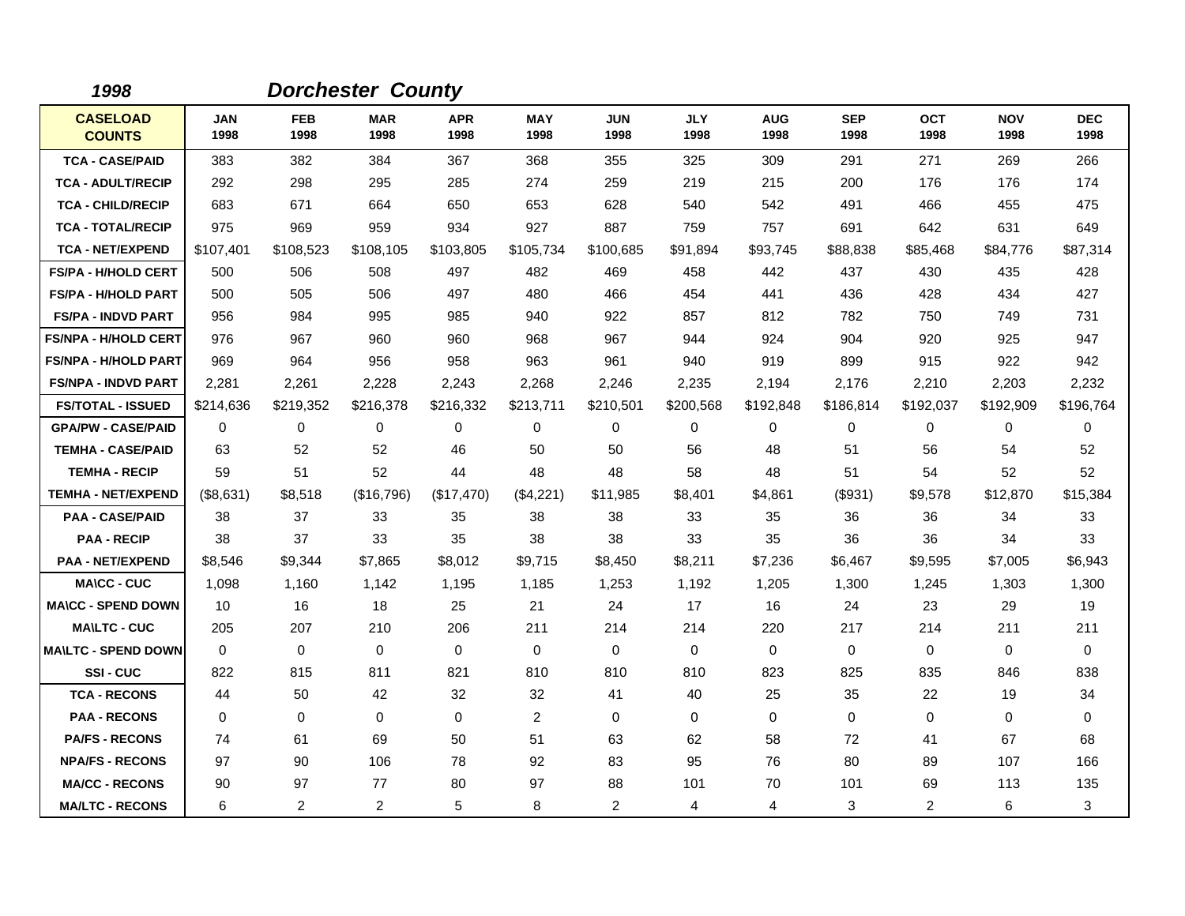*1998* ***Dorchester County***

| CASELOAD COUNTS | JAN 1998 | FEB 1998 | MAR 1998 | APR 1998 | MAY 1998 | JUN 1998 | JLY 1998 | AUG 1998 | SEP 1998 | OCT 1998 | NOV 1998 | DEC 1998 |
|---|---|---|---|---|---|---|---|---|---|---|---|---|
| TCA - CASE/PAID | 383 | 382 | 384 | 367 | 368 | 355 | 325 | 309 | 291 | 271 | 269 | 266 |
| TCA - ADULT/RECIP | 292 | 298 | 295 | 285 | 274 | 259 | 219 | 215 | 200 | 176 | 176 | 174 |
| TCA - CHILD/RECIP | 683 | 671 | 664 | 650 | 653 | 628 | 540 | 542 | 491 | 466 | 455 | 475 |
| TCA - TOTAL/RECIP | 975 | 969 | 959 | 934 | 927 | 887 | 759 | 757 | 691 | 642 | 631 | 649 |
| TCA - NET/EXPEND | $107,401 | $108,523 | $108,105 | $103,805 | $105,734 | $100,685 | $91,894 | $93,745 | $88,838 | $85,468 | $84,776 | $87,314 |
| FS/PA - H/HOLD CERT | 500 | 506 | 508 | 497 | 482 | 469 | 458 | 442 | 437 | 430 | 435 | 428 |
| FS/PA - H/HOLD PART | 500 | 505 | 506 | 497 | 480 | 466 | 454 | 441 | 436 | 428 | 434 | 427 |
| FS/PA - INDVD PART | 956 | 984 | 995 | 985 | 940 | 922 | 857 | 812 | 782 | 750 | 749 | 731 |
| FS/NPA - H/HOLD CERT | 976 | 967 | 960 | 960 | 968 | 967 | 944 | 924 | 904 | 920 | 925 | 947 |
| FS/NPA - H/HOLD PART | 969 | 964 | 956 | 958 | 963 | 961 | 940 | 919 | 899 | 915 | 922 | 942 |
| FS/NPA - INDVD PART | 2,281 | 2,261 | 2,228 | 2,243 | 2,268 | 2,246 | 2,235 | 2,194 | 2,176 | 2,210 | 2,203 | 2,232 |
| FS/TOTAL - ISSUED | $214,636 | $219,352 | $216,378 | $216,332 | $213,711 | $210,501 | $200,568 | $192,848 | $186,814 | $192,037 | $192,909 | $196,764 |
| GPA/PW - CASE/PAID | 0 | 0 | 0 | 0 | 0 | 0 | 0 | 0 | 0 | 0 | 0 | 0 |
| TEMHA - CASE/PAID | 63 | 52 | 52 | 46 | 50 | 50 | 56 | 48 | 51 | 56 | 54 | 52 |
| TEMHA - RECIP | 59 | 51 | 52 | 44 | 48 | 48 | 58 | 48 | 51 | 54 | 52 | 52 |
| TEMHA - NET/EXPEND | ($8,631) | $8,518 | ($16,796) | ($17,470) | ($4,221) | $11,985 | $8,401 | $4,861 | ($931) | $9,578 | $12,870 | $15,384 |
| PAA - CASE/PAID | 38 | 37 | 33 | 35 | 38 | 38 | 33 | 35 | 36 | 36 | 34 | 33 |
| PAA - RECIP | 38 | 37 | 33 | 35 | 38 | 38 | 33 | 35 | 36 | 36 | 34 | 33 |
| PAA - NET/EXPEND | $8,546 | $9,344 | $7,865 | $8,012 | $9,715 | $8,450 | $8,211 | $7,236 | $6,467 | $9,595 | $7,005 | $6,943 |
| MA\CC - CUC | 1,098 | 1,160 | 1,142 | 1,195 | 1,185 | 1,253 | 1,192 | 1,205 | 1,300 | 1,245 | 1,303 | 1,300 |
| MA\CC - SPEND DOWN | 10 | 16 | 18 | 25 | 21 | 24 | 17 | 16 | 24 | 23 | 29 | 19 |
| MA\LTC - CUC | 205 | 207 | 210 | 206 | 211 | 214 | 214 | 220 | 217 | 214 | 211 | 211 |
| MA\LTC - SPEND DOWN | 0 | 0 | 0 | 0 | 0 | 0 | 0 | 0 | 0 | 0 | 0 | 0 |
| SSI - CUC | 822 | 815 | 811 | 821 | 810 | 810 | 810 | 823 | 825 | 835 | 846 | 838 |
| TCA - RECONS | 44 | 50 | 42 | 32 | 32 | 41 | 40 | 25 | 35 | 22 | 19 | 34 |
| PAA - RECONS | 0 | 0 | 0 | 0 | 2 | 0 | 0 | 0 | 0 | 0 | 0 | 0 |
| PA/FS - RECONS | 74 | 61 | 69 | 50 | 51 | 63 | 62 | 58 | 72 | 41 | 67 | 68 |
| NPA/FS - RECONS | 97 | 90 | 106 | 78 | 92 | 83 | 95 | 76 | 80 | 89 | 107 | 166 |
| MA/CC - RECONS | 90 | 97 | 77 | 80 | 97 | 88 | 101 | 70 | 101 | 69 | 113 | 135 |
| MA/LTC - RECONS | 6 | 2 | 2 | 5 | 8 | 2 | 4 | 4 | 3 | 2 | 6 | 3 |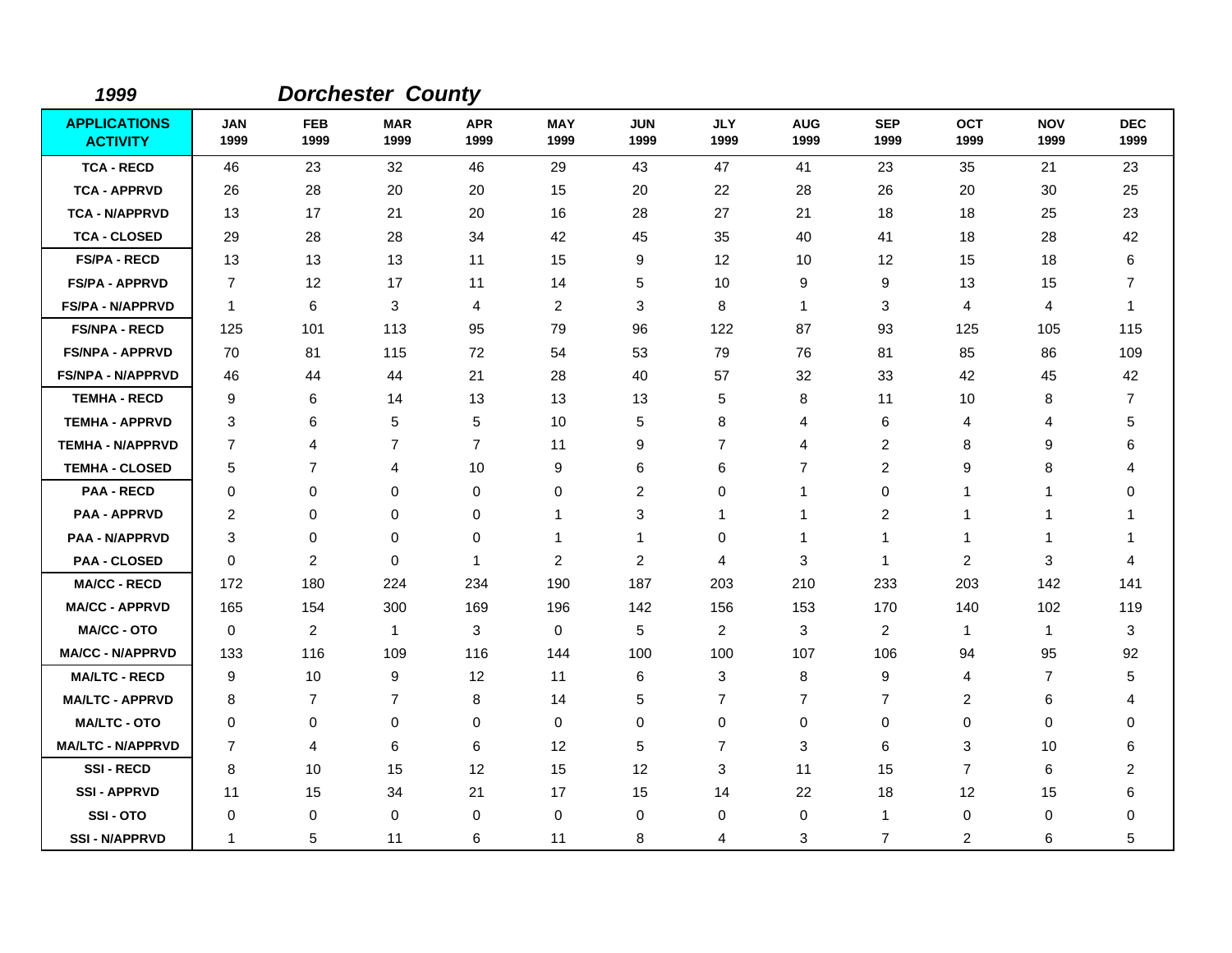*1999* *Dorchester County*

| APPLICATIONS ACTIVITY | JAN 1999 | FEB 1999 | MAR 1999 | APR 1999 | MAY 1999 | JUN 1999 | JLY 1999 | AUG 1999 | SEP 1999 | OCT 1999 | NOV 1999 | DEC 1999 |
|---|---|---|---|---|---|---|---|---|---|---|---|---|
| TCA - RECD | 46 | 23 | 32 | 46 | 29 | 43 | 47 | 41 | 23 | 35 | 21 | 23 |
| TCA - APPRVD | 26 | 28 | 20 | 20 | 15 | 20 | 22 | 28 | 26 | 20 | 30 | 25 |
| TCA - N/APPRVD | 13 | 17 | 21 | 20 | 16 | 28 | 27 | 21 | 18 | 18 | 25 | 23 |
| TCA - CLOSED | 29 | 28 | 28 | 34 | 42 | 45 | 35 | 40 | 41 | 18 | 28 | 42 |
| FS/PA - RECD | 13 | 13 | 13 | 11 | 15 | 9 | 12 | 10 | 12 | 15 | 18 | 6 |
| FS/PA - APPRVD | 7 | 12 | 17 | 11 | 14 | 5 | 10 | 9 | 9 | 13 | 15 | 7 |
| FS/PA - N/APPRVD | 1 | 6 | 3 | 4 | 2 | 3 | 8 | 1 | 3 | 4 | 4 | 1 |
| FS/NPA - RECD | 125 | 101 | 113 | 95 | 79 | 96 | 122 | 87 | 93 | 125 | 105 | 115 |
| FS/NPA - APPRVD | 70 | 81 | 115 | 72 | 54 | 53 | 79 | 76 | 81 | 85 | 86 | 109 |
| FS/NPA - N/APPRVD | 46 | 44 | 44 | 21 | 28 | 40 | 57 | 32 | 33 | 42 | 45 | 42 |
| TEMHA - RECD | 9 | 6 | 14 | 13 | 13 | 13 | 5 | 8 | 11 | 10 | 8 | 7 |
| TEMHA - APPRVD | 3 | 6 | 5 | 5 | 10 | 5 | 8 | 4 | 6 | 4 | 4 | 5 |
| TEMHA - N/APPRVD | 7 | 4 | 7 | 7 | 11 | 9 | 7 | 4 | 2 | 8 | 9 | 6 |
| TEMHA - CLOSED | 5 | 7 | 4 | 10 | 9 | 6 | 6 | 7 | 2 | 9 | 8 | 4 |
| PAA - RECD | 0 | 0 | 0 | 0 | 0 | 2 | 0 | 1 | 0 | 1 | 1 | 0 |
| PAA - APPRVD | 2 | 0 | 0 | 0 | 1 | 3 | 1 | 1 | 2 | 1 | 1 | 1 |
| PAA - N/APPRVD | 3 | 0 | 0 | 0 | 1 | 1 | 0 | 1 | 1 | 1 | 1 | 1 |
| PAA - CLOSED | 0 | 2 | 0 | 1 | 2 | 2 | 4 | 3 | 1 | 2 | 3 | 4 |
| MA/CC - RECD | 172 | 180 | 224 | 234 | 190 | 187 | 203 | 210 | 233 | 203 | 142 | 141 |
| MA/CC - APPRVD | 165 | 154 | 300 | 169 | 196 | 142 | 156 | 153 | 170 | 140 | 102 | 119 |
| MA/CC - OTO | 0 | 2 | 1 | 3 | 0 | 5 | 2 | 3 | 2 | 1 | 1 | 3 |
| MA/CC - N/APPRVD | 133 | 116 | 109 | 116 | 144 | 100 | 100 | 107 | 106 | 94 | 95 | 92 |
| MA/LTC - RECD | 9 | 10 | 9 | 12 | 11 | 6 | 3 | 8 | 9 | 4 | 7 | 5 |
| MA/LTC - APPRVD | 8 | 7 | 7 | 8 | 14 | 5 | 7 | 7 | 7 | 2 | 6 | 4 |
| MA/LTC - OTO | 0 | 0 | 0 | 0 | 0 | 0 | 0 | 0 | 0 | 0 | 0 | 0 |
| MA/LTC - N/APPRVD | 7 | 4 | 6 | 6 | 12 | 5 | 7 | 3 | 6 | 3 | 10 | 6 |
| SSI - RECD | 8 | 10 | 15 | 12 | 15 | 12 | 3 | 11 | 15 | 7 | 6 | 2 |
| SSI - APPRVD | 11 | 15 | 34 | 21 | 17 | 15 | 14 | 22 | 18 | 12 | 15 | 6 |
| SSI - OTO | 0 | 0 | 0 | 0 | 0 | 0 | 0 | 0 | 1 | 0 | 0 | 0 |
| SSI - N/APPRVD | 1 | 5 | 11 | 6 | 11 | 8 | 4 | 3 | 7 | 2 | 6 | 5 |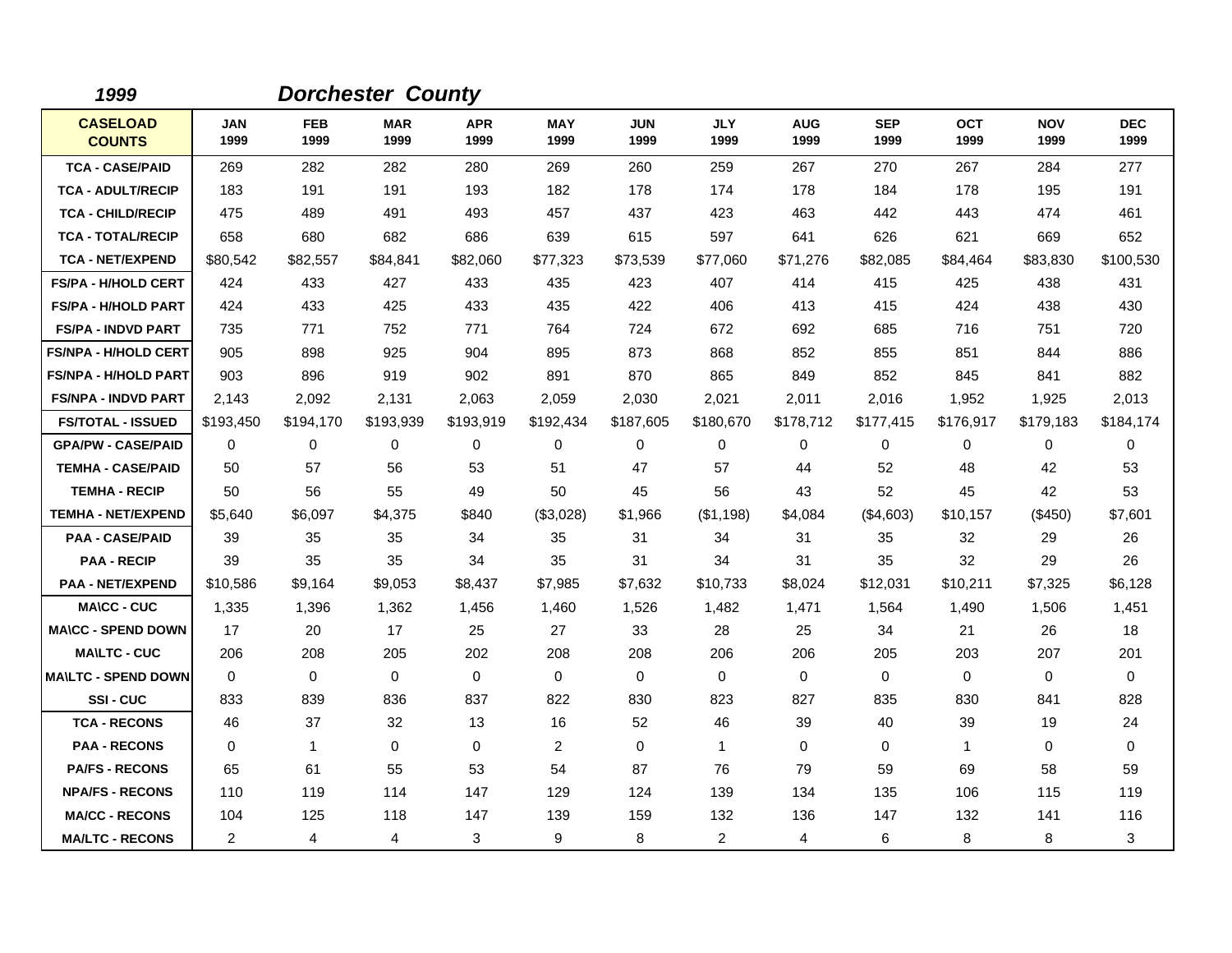*1999* *Dorchester County*

| CASELOAD COUNTS | JAN 1999 | FEB 1999 | MAR 1999 | APR 1999 | MAY 1999 | JUN 1999 | JLY 1999 | AUG 1999 | SEP 1999 | OCT 1999 | NOV 1999 | DEC 1999 |
|---|---|---|---|---|---|---|---|---|---|---|---|---|
| TCA - CASE/PAID | 269 | 282 | 282 | 280 | 269 | 260 | 259 | 267 | 270 | 267 | 284 | 277 |
| TCA - ADULT/RECIP | 183 | 191 | 191 | 193 | 182 | 178 | 174 | 178 | 184 | 178 | 195 | 191 |
| TCA - CHILD/RECIP | 475 | 489 | 491 | 493 | 457 | 437 | 423 | 463 | 442 | 443 | 474 | 461 |
| TCA - TOTAL/RECIP | 658 | 680 | 682 | 686 | 639 | 615 | 597 | 641 | 626 | 621 | 669 | 652 |
| TCA - NET/EXPEND | $80,542 | $82,557 | $84,841 | $82,060 | $77,323 | $73,539 | $77,060 | $71,276 | $82,085 | $84,464 | $83,830 | $100,530 |
| FS/PA - H/HOLD CERT | 424 | 433 | 427 | 433 | 435 | 423 | 407 | 414 | 415 | 425 | 438 | 431 |
| FS/PA - H/HOLD PART | 424 | 433 | 425 | 433 | 435 | 422 | 406 | 413 | 415 | 424 | 438 | 430 |
| FS/PA - INDVD PART | 735 | 771 | 752 | 771 | 764 | 724 | 672 | 692 | 685 | 716 | 751 | 720 |
| FS/NPA - H/HOLD CERT | 905 | 898 | 925 | 904 | 895 | 873 | 868 | 852 | 855 | 851 | 844 | 886 |
| FS/NPA - H/HOLD PART | 903 | 896 | 919 | 902 | 891 | 870 | 865 | 849 | 852 | 845 | 841 | 882 |
| FS/NPA - INDVD PART | 2,143 | 2,092 | 2,131 | 2,063 | 2,059 | 2,030 | 2,021 | 2,011 | 2,016 | 1,952 | 1,925 | 2,013 |
| FS/TOTAL - ISSUED | $193,450 | $194,170 | $193,939 | $193,919 | $192,434 | $187,605 | $180,670 | $178,712 | $177,415 | $176,917 | $179,183 | $184,174 |
| GPA/PW - CASE/PAID | 0 | 0 | 0 | 0 | 0 | 0 | 0 | 0 | 0 | 0 | 0 | 0 |
| TEMHA - CASE/PAID | 50 | 57 | 56 | 53 | 51 | 47 | 57 | 44 | 52 | 48 | 42 | 53 |
| TEMHA - RECIP | 50 | 56 | 55 | 49 | 50 | 45 | 56 | 43 | 52 | 45 | 42 | 53 |
| TEMHA - NET/EXPEND | $5,640 | $6,097 | $4,375 | $840 | ($3,028) | $1,966 | ($1,198) | $4,084 | ($4,603) | $10,157 | ($450) | $7,601 |
| PAA - CASE/PAID | 39 | 35 | 35 | 34 | 35 | 31 | 34 | 31 | 35 | 32 | 29 | 26 |
| PAA - RECIP | 39 | 35 | 35 | 34 | 35 | 31 | 34 | 31 | 35 | 32 | 29 | 26 |
| PAA - NET/EXPEND | $10,586 | $9,164 | $9,053 | $8,437 | $7,985 | $7,632 | $10,733 | $8,024 | $12,031 | $10,211 | $7,325 | $6,128 |
| MA\CC - CUC | 1,335 | 1,396 | 1,362 | 1,456 | 1,460 | 1,526 | 1,482 | 1,471 | 1,564 | 1,490 | 1,506 | 1,451 |
| MA\CC - SPEND DOWN | 17 | 20 | 17 | 25 | 27 | 33 | 28 | 25 | 34 | 21 | 26 | 18 |
| MA\LTC - CUC | 206 | 208 | 205 | 202 | 208 | 208 | 206 | 206 | 205 | 203 | 207 | 201 |
| MA\LTC - SPEND DOWN | 0 | 0 | 0 | 0 | 0 | 0 | 0 | 0 | 0 | 0 | 0 | 0 |
| SSI - CUC | 833 | 839 | 836 | 837 | 822 | 830 | 823 | 827 | 835 | 830 | 841 | 828 |
| TCA - RECONS | 46 | 37 | 32 | 13 | 16 | 52 | 46 | 39 | 40 | 39 | 19 | 24 |
| PAA - RECONS | 0 | 1 | 0 | 0 | 2 | 0 | 1 | 0 | 0 | 1 | 0 | 0 |
| PA/FS - RECONS | 65 | 61 | 55 | 53 | 54 | 87 | 76 | 79 | 59 | 69 | 58 | 59 |
| NPA/FS - RECONS | 110 | 119 | 114 | 147 | 129 | 124 | 139 | 134 | 135 | 106 | 115 | 119 |
| MA/CC - RECONS | 104 | 125 | 118 | 147 | 139 | 159 | 132 | 136 | 147 | 132 | 141 | 116 |
| MA/LTC - RECONS | 2 | 4 | 4 | 3 | 9 | 8 | 2 | 4 | 6 | 8 | 8 | 3 |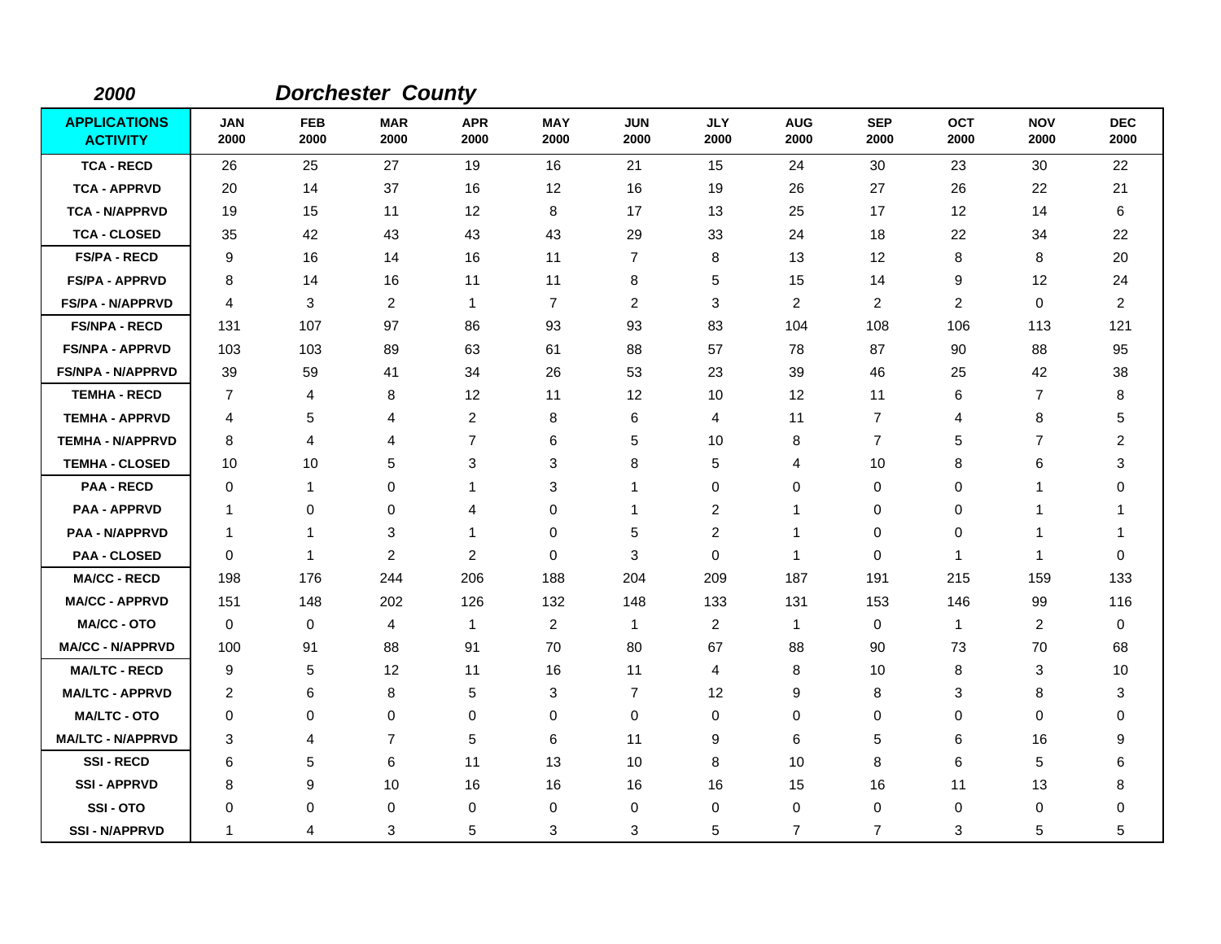*2000* ***Dorchester County***

| APPLICATIONS ACTIVITY | JAN 2000 | FEB 2000 | MAR 2000 | APR 2000 | MAY 2000 | JUN 2000 | JLY 2000 | AUG 2000 | SEP 2000 | OCT 2000 | NOV 2000 | DEC 2000 |
|---|---|---|---|---|---|---|---|---|---|---|---|---|
| TCA - RECD | 26 | 25 | 27 | 19 | 16 | 21 | 15 | 24 | 30 | 23 | 30 | 22 |
| TCA - APPRVD | 20 | 14 | 37 | 16 | 12 | 16 | 19 | 26 | 27 | 26 | 22 | 21 |
| TCA - N/APPRVD | 19 | 15 | 11 | 12 | 8 | 17 | 13 | 25 | 17 | 12 | 14 | 6 |
| TCA - CLOSED | 35 | 42 | 43 | 43 | 43 | 29 | 33 | 24 | 18 | 22 | 34 | 22 |
| FS/PA - RECD | 9 | 16 | 14 | 16 | 11 | 7 | 8 | 13 | 12 | 8 | 8 | 20 |
| FS/PA - APPRVD | 8 | 14 | 16 | 11 | 11 | 8 | 5 | 15 | 14 | 9 | 12 | 24 |
| FS/PA - N/APPRVD | 4 | 3 | 2 | 1 | 7 | 2 | 3 | 2 | 2 | 2 | 0 | 2 |
| FS/NPA - RECD | 131 | 107 | 97 | 86 | 93 | 93 | 83 | 104 | 108 | 106 | 113 | 121 |
| FS/NPA - APPRVD | 103 | 103 | 89 | 63 | 61 | 88 | 57 | 78 | 87 | 90 | 88 | 95 |
| FS/NPA - N/APPRVD | 39 | 59 | 41 | 34 | 26 | 53 | 23 | 39 | 46 | 25 | 42 | 38 |
| TEMHA - RECD | 7 | 4 | 8 | 12 | 11 | 12 | 10 | 12 | 11 | 6 | 7 | 8 |
| TEMHA - APPRVD | 4 | 5 | 4 | 2 | 8 | 6 | 4 | 11 | 7 | 4 | 8 | 5 |
| TEMHA - N/APPRVD | 8 | 4 | 4 | 7 | 6 | 5 | 10 | 8 | 7 | 5 | 7 | 2 |
| TEMHA - CLOSED | 10 | 10 | 5 | 3 | 3 | 8 | 5 | 4 | 10 | 8 | 6 | 3 |
| PAA - RECD | 0 | 1 | 0 | 1 | 3 | 1 | 0 | 0 | 0 | 0 | 1 | 0 |
| PAA - APPRVD | 1 | 0 | 0 | 4 | 0 | 1 | 2 | 1 | 0 | 0 | 1 | 1 |
| PAA - N/APPRVD | 1 | 1 | 3 | 1 | 0 | 5 | 2 | 1 | 0 | 0 | 1 | 1 |
| PAA - CLOSED | 0 | 1 | 2 | 2 | 0 | 3 | 0 | 1 | 0 | 1 | 1 | 0 |
| MA/CC - RECD | 198 | 176 | 244 | 206 | 188 | 204 | 209 | 187 | 191 | 215 | 159 | 133 |
| MA/CC - APPRVD | 151 | 148 | 202 | 126 | 132 | 148 | 133 | 131 | 153 | 146 | 99 | 116 |
| MA/CC - OTO | 0 | 0 | 4 | 1 | 2 | 1 | 2 | 1 | 0 | 1 | 2 | 0 |
| MA/CC - N/APPRVD | 100 | 91 | 88 | 91 | 70 | 80 | 67 | 88 | 90 | 73 | 70 | 68 |
| MA/LTC - RECD | 9 | 5 | 12 | 11 | 16 | 11 | 4 | 8 | 10 | 8 | 3 | 10 |
| MA/LTC - APPRVD | 2 | 6 | 8 | 5 | 3 | 7 | 12 | 9 | 8 | 3 | 8 | 3 |
| MA/LTC - OTO | 0 | 0 | 0 | 0 | 0 | 0 | 0 | 0 | 0 | 0 | 0 | 0 |
| MA/LTC - N/APPRVD | 3 | 4 | 7 | 5 | 6 | 11 | 9 | 6 | 5 | 6 | 16 | 9 |
| SSI - RECD | 6 | 5 | 6 | 11 | 13 | 10 | 8 | 10 | 8 | 6 | 5 | 6 |
| SSI - APPRVD | 8 | 9 | 10 | 16 | 16 | 16 | 16 | 15 | 16 | 11 | 13 | 8 |
| SSI - OTO | 0 | 0 | 0 | 0 | 0 | 0 | 0 | 0 | 0 | 0 | 0 | 0 |
| SSI - N/APPRVD | 1 | 4 | 3 | 5 | 3 | 3 | 5 | 7 | 7 | 3 | 5 | 5 |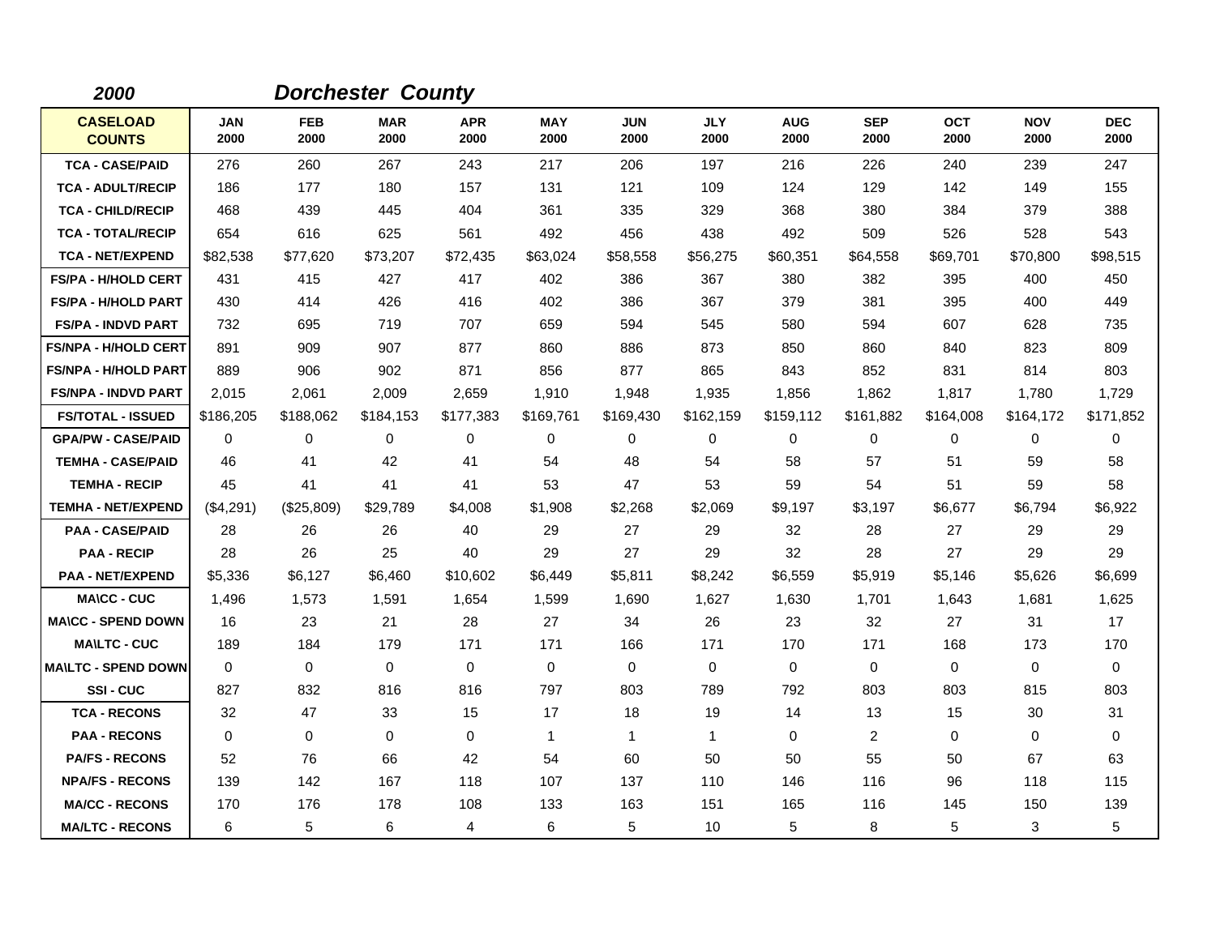*2000* ***Dorchester County***

| CASELOAD COUNTS | JAN 2000 | FEB 2000 | MAR 2000 | APR 2000 | MAY 2000 | JUN 2000 | JLY 2000 | AUG 2000 | SEP 2000 | OCT 2000 | NOV 2000 | DEC 2000 |
|---|---|---|---|---|---|---|---|---|---|---|---|---|
| TCA - CASE/PAID | 276 | 260 | 267 | 243 | 217 | 206 | 197 | 216 | 226 | 240 | 239 | 247 |
| TCA - ADULT/RECIP | 186 | 177 | 180 | 157 | 131 | 121 | 109 | 124 | 129 | 142 | 149 | 155 |
| TCA - CHILD/RECIP | 468 | 439 | 445 | 404 | 361 | 335 | 329 | 368 | 380 | 384 | 379 | 388 |
| TCA - TOTAL/RECIP | 654 | 616 | 625 | 561 | 492 | 456 | 438 | 492 | 509 | 526 | 528 | 543 |
| TCA - NET/EXPEND | $82,538 | $77,620 | $73,207 | $72,435 | $63,024 | $58,558 | $56,275 | $60,351 | $64,558 | $69,701 | $70,800 | $98,515 |
| FS/PA - H/HOLD CERT | 431 | 415 | 427 | 417 | 402 | 386 | 367 | 380 | 382 | 395 | 400 | 450 |
| FS/PA - H/HOLD PART | 430 | 414 | 426 | 416 | 402 | 386 | 367 | 379 | 381 | 395 | 400 | 449 |
| FS/PA - INDVD PART | 732 | 695 | 719 | 707 | 659 | 594 | 545 | 580 | 594 | 607 | 628 | 735 |
| FS/NPA - H/HOLD CERT | 891 | 909 | 907 | 877 | 860 | 886 | 873 | 850 | 860 | 840 | 823 | 809 |
| FS/NPA - H/HOLD PART | 889 | 906 | 902 | 871 | 856 | 877 | 865 | 843 | 852 | 831 | 814 | 803 |
| FS/NPA - INDVD PART | 2,015 | 2,061 | 2,009 | 2,659 | 1,910 | 1,948 | 1,935 | 1,856 | 1,862 | 1,817 | 1,780 | 1,729 |
| FS/TOTAL - ISSUED | $186,205 | $188,062 | $184,153 | $177,383 | $169,761 | $169,430 | $162,159 | $159,112 | $161,882 | $164,008 | $164,172 | $171,852 |
| GPA/PW - CASE/PAID | 0 | 0 | 0 | 0 | 0 | 0 | 0 | 0 | 0 | 0 | 0 | 0 |
| TEMHA - CASE/PAID | 46 | 41 | 42 | 41 | 54 | 48 | 54 | 58 | 57 | 51 | 59 | 58 |
| TEMHA - RECIP | 45 | 41 | 41 | 41 | 53 | 47 | 53 | 59 | 54 | 51 | 59 | 58 |
| TEMHA - NET/EXPEND | ($4,291) | ($25,809) | $29,789 | $4,008 | $1,908 | $2,268 | $2,069 | $9,197 | $3,197 | $6,677 | $6,794 | $6,922 |
| PAA - CASE/PAID | 28 | 26 | 26 | 40 | 29 | 27 | 29 | 32 | 28 | 27 | 29 | 29 |
| PAA - RECIP | 28 | 26 | 25 | 40 | 29 | 27 | 29 | 32 | 28 | 27 | 29 | 29 |
| PAA - NET/EXPEND | $5,336 | $6,127 | $6,460 | $10,602 | $6,449 | $5,811 | $8,242 | $6,559 | $5,919 | $5,146 | $5,626 | $6,699 |
| MA\CC - CUC | 1,496 | 1,573 | 1,591 | 1,654 | 1,599 | 1,690 | 1,627 | 1,630 | 1,701 | 1,643 | 1,681 | 1,625 |
| MA\CC - SPEND DOWN | 16 | 23 | 21 | 28 | 27 | 34 | 26 | 23 | 32 | 27 | 31 | 17 |
| MA\LTC - CUC | 189 | 184 | 179 | 171 | 171 | 166 | 171 | 170 | 171 | 168 | 173 | 170 |
| MA\LTC - SPEND DOWN | 0 | 0 | 0 | 0 | 0 | 0 | 0 | 0 | 0 | 0 | 0 | 0 |
| SSI - CUC | 827 | 832 | 816 | 816 | 797 | 803 | 789 | 792 | 803 | 803 | 815 | 803 |
| TCA - RECONS | 32 | 47 | 33 | 15 | 17 | 18 | 19 | 14 | 13 | 15 | 30 | 31 |
| PAA - RECONS | 0 | 0 | 0 | 0 | 1 | 1 | 1 | 0 | 2 | 0 | 0 | 0 |
| PA/FS - RECONS | 52 | 76 | 66 | 42 | 54 | 60 | 50 | 50 | 55 | 50 | 67 | 63 |
| NPA/FS - RECONS | 139 | 142 | 167 | 118 | 107 | 137 | 110 | 146 | 116 | 96 | 118 | 115 |
| MA/CC - RECONS | 170 | 176 | 178 | 108 | 133 | 163 | 151 | 165 | 116 | 145 | 150 | 139 |
| MA/LTC - RECONS | 6 | 5 | 6 | 4 | 6 | 5 | 10 | 5 | 8 | 5 | 3 | 5 |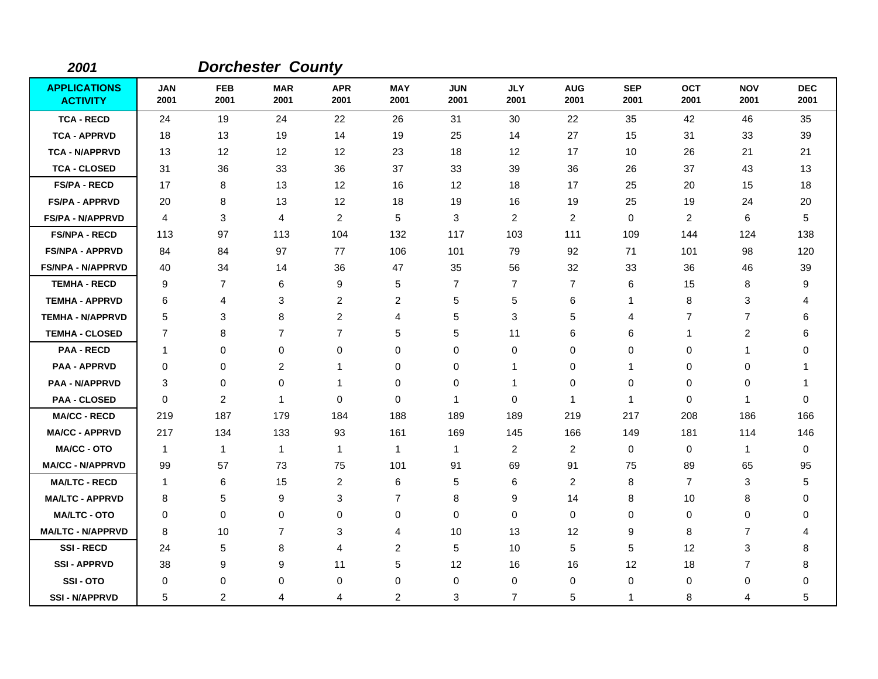*2001* ***Dorchester County***

| APPLICATIONS ACTIVITY | JAN 2001 | FEB 2001 | MAR 2001 | APR 2001 | MAY 2001 | JUN 2001 | JLY 2001 | AUG 2001 | SEP 2001 | OCT 2001 | NOV 2001 | DEC 2001 |
|---|---|---|---|---|---|---|---|---|---|---|---|---|
| TCA - RECD | 24 | 19 | 24 | 22 | 26 | 31 | 30 | 22 | 35 | 42 | 46 | 35 |
| TCA - APPRVD | 18 | 13 | 19 | 14 | 19 | 25 | 14 | 27 | 15 | 31 | 33 | 39 |
| TCA - N/APPRVD | 13 | 12 | 12 | 12 | 23 | 18 | 12 | 17 | 10 | 26 | 21 | 21 |
| TCA - CLOSED | 31 | 36 | 33 | 36 | 37 | 33 | 39 | 36 | 26 | 37 | 43 | 13 |
| FS/PA - RECD | 17 | 8 | 13 | 12 | 16 | 12 | 18 | 17 | 25 | 20 | 15 | 18 |
| FS/PA - APPRVD | 20 | 8 | 13 | 12 | 18 | 19 | 16 | 19 | 25 | 19 | 24 | 20 |
| FS/PA - N/APPRVD | 4 | 3 | 4 | 2 | 5 | 3 | 2 | 2 | 0 | 2 | 6 | 5 |
| FS/NPA - RECD | 113 | 97 | 113 | 104 | 132 | 117 | 103 | 111 | 109 | 144 | 124 | 138 |
| FS/NPA - APPRVD | 84 | 84 | 97 | 77 | 106 | 101 | 79 | 92 | 71 | 101 | 98 | 120 |
| FS/NPA - N/APPRVD | 40 | 34 | 14 | 36 | 47 | 35 | 56 | 32 | 33 | 36 | 46 | 39 |
| TEMHA - RECD | 9 | 7 | 6 | 9 | 5 | 7 | 7 | 7 | 6 | 15 | 8 | 9 |
| TEMHA - APPRVD | 6 | 4 | 3 | 2 | 2 | 5 | 5 | 6 | 1 | 8 | 3 | 4 |
| TEMHA - N/APPRVD | 5 | 3 | 8 | 2 | 4 | 5 | 3 | 5 | 4 | 7 | 7 | 6 |
| TEMHA - CLOSED | 7 | 8 | 7 | 7 | 5 | 5 | 11 | 6 | 6 | 1 | 2 | 6 |
| PAA - RECD | 1 | 0 | 0 | 0 | 0 | 0 | 0 | 0 | 0 | 0 | 1 | 0 |
| PAA - APPRVD | 0 | 0 | 2 | 1 | 0 | 0 | 1 | 0 | 1 | 0 | 0 | 1 |
| PAA - N/APPRVD | 3 | 0 | 0 | 1 | 0 | 0 | 1 | 0 | 0 | 0 | 0 | 1 |
| PAA - CLOSED | 0 | 2 | 1 | 0 | 0 | 1 | 0 | 1 | 1 | 0 | 1 | 0 |
| MA/CC - RECD | 219 | 187 | 179 | 184 | 188 | 189 | 189 | 219 | 217 | 208 | 186 | 166 |
| MA/CC - APPRVD | 217 | 134 | 133 | 93 | 161 | 169 | 145 | 166 | 149 | 181 | 114 | 146 |
| MA/CC - OTO | 1 | 1 | 1 | 1 | 1 | 1 | 2 | 2 | 0 | 0 | 1 | 0 |
| MA/CC - N/APPRVD | 99 | 57 | 73 | 75 | 101 | 91 | 69 | 91 | 75 | 89 | 65 | 95 |
| MA/LTC - RECD | 1 | 6 | 15 | 2 | 6 | 5 | 6 | 2 | 8 | 7 | 3 | 5 |
| MA/LTC - APPRVD | 8 | 5 | 9 | 3 | 7 | 8 | 9 | 14 | 8 | 10 | 8 | 0 |
| MA/LTC - OTO | 0 | 0 | 0 | 0 | 0 | 0 | 0 | 0 | 0 | 0 | 0 | 0 |
| MA/LTC - N/APPRVD | 8 | 10 | 7 | 3 | 4 | 10 | 13 | 12 | 9 | 8 | 7 | 4 |
| SSI - RECD | 24 | 5 | 8 | 4 | 2 | 5 | 10 | 5 | 5 | 12 | 3 | 8 |
| SSI - APPRVD | 38 | 9 | 9 | 11 | 5 | 12 | 16 | 16 | 12 | 18 | 7 | 8 |
| SSI - OTO | 0 | 0 | 0 | 0 | 0 | 0 | 0 | 0 | 0 | 0 | 0 | 0 |
| SSI - N/APPRVD | 5 | 2 | 4 | 4 | 2 | 3 | 7 | 5 | 1 | 8 | 4 | 5 |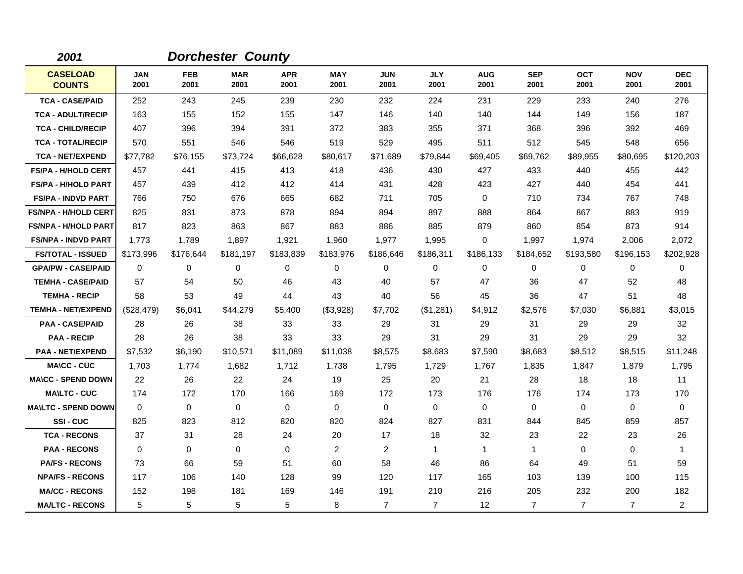**2001** **Dorchester County**

| CASELOAD COUNTS | JAN 2001 | FEB 2001 | MAR 2001 | APR 2001 | MAY 2001 | JUN 2001 | JLY 2001 | AUG 2001 | SEP 2001 | OCT 2001 | NOV 2001 | DEC 2001 |
|---|---|---|---|---|---|---|---|---|---|---|---|---|
| TCA - CASE/PAID | 252 | 243 | 245 | 239 | 230 | 232 | 224 | 231 | 229 | 233 | 240 | 276 |
| TCA - ADULT/RECIP | 163 | 155 | 152 | 155 | 147 | 146 | 140 | 140 | 144 | 149 | 156 | 187 |
| TCA - CHILD/RECIP | 407 | 396 | 394 | 391 | 372 | 383 | 355 | 371 | 368 | 396 | 392 | 469 |
| TCA - TOTAL/RECIP | 570 | 551 | 546 | 546 | 519 | 529 | 495 | 511 | 512 | 545 | 548 | 656 |
| TCA - NET/EXPEND | $77,782 | $76,155 | $73,724 | $66,628 | $80,617 | $71,689 | $79,844 | $69,405 | $69,762 | $89,955 | $80,695 | $120,203 |
| FS/PA - H/HOLD CERT | 457 | 441 | 415 | 413 | 418 | 436 | 430 | 427 | 433 | 440 | 455 | 442 |
| FS/PA - H/HOLD PART | 457 | 439 | 412 | 412 | 414 | 431 | 428 | 423 | 427 | 440 | 454 | 441 |
| FS/PA - INDVD PART | 766 | 750 | 676 | 665 | 682 | 711 | 705 | 0 | 710 | 734 | 767 | 748 |
| FS/NPA - H/HOLD CERT | 825 | 831 | 873 | 878 | 894 | 894 | 897 | 888 | 864 | 867 | 883 | 919 |
| FS/NPA - H/HOLD PART | 817 | 823 | 863 | 867 | 883 | 886 | 885 | 879 | 860 | 854 | 873 | 914 |
| FS/NPA - INDVD PART | 1,773 | 1,789 | 1,897 | 1,921 | 1,960 | 1,977 | 1,995 | 0 | 1,997 | 1,974 | 2,006 | 2,072 |
| FS/TOTAL - ISSUED | $173,996 | $176,644 | $181,197 | $183,839 | $183,976 | $186,646 | $186,311 | $186,133 | $184,652 | $193,580 | $196,153 | $202,928 |
| GPA/PW - CASE/PAID | 0 | 0 | 0 | 0 | 0 | 0 | 0 | 0 | 0 | 0 | 0 | 0 |
| TEMHA - CASE/PAID | 57 | 54 | 50 | 46 | 43 | 40 | 57 | 47 | 36 | 47 | 52 | 48 |
| TEMHA - RECIP | 58 | 53 | 49 | 44 | 43 | 40 | 56 | 45 | 36 | 47 | 51 | 48 |
| TEMHA - NET/EXPEND | ($28,479) | $6,041 | $44,279 | $5,400 | ($3,928) | $7,702 | ($1,281) | $4,912 | $2,576 | $7,030 | $6,881 | $3,015 |
| PAA - CASE/PAID | 28 | 26 | 38 | 33 | 33 | 29 | 31 | 29 | 31 | 29 | 29 | 32 |
| PAA - RECIP | 28 | 26 | 38 | 33 | 33 | 29 | 31 | 29 | 31 | 29 | 29 | 32 |
| PAA - NET/EXPEND | $7,532 | $6,190 | $10,571 | $11,089 | $11,038 | $8,575 | $8,683 | $7,590 | $8,683 | $8,512 | $8,515 | $11,248 |
| MA\CC - CUC | 1,703 | 1,774 | 1,682 | 1,712 | 1,738 | 1,795 | 1,729 | 1,767 | 1,835 | 1,847 | 1,879 | 1,795 |
| MA\CC - SPEND DOWN | 22 | 26 | 22 | 24 | 19 | 25 | 20 | 21 | 28 | 18 | 18 | 11 |
| MA\LTC - CUC | 174 | 172 | 170 | 166 | 169 | 172 | 173 | 176 | 176 | 174 | 173 | 170 |
| MA\LTC - SPEND DOWN | 0 | 0 | 0 | 0 | 0 | 0 | 0 | 0 | 0 | 0 | 0 | 0 |
| SSI - CUC | 825 | 823 | 812 | 820 | 820 | 824 | 827 | 831 | 844 | 845 | 859 | 857 |
| TCA - RECONS | 37 | 31 | 28 | 24 | 20 | 17 | 18 | 32 | 23 | 22 | 23 | 26 |
| PAA - RECONS | 0 | 0 | 0 | 0 | 2 | 2 | 1 | 1 | 1 | 0 | 0 | 1 |
| PA/FS - RECONS | 73 | 66 | 59 | 51 | 60 | 58 | 46 | 86 | 64 | 49 | 51 | 59 |
| NPA/FS - RECONS | 117 | 106 | 140 | 128 | 99 | 120 | 117 | 165 | 103 | 139 | 100 | 115 |
| MA/CC - RECONS | 152 | 198 | 181 | 169 | 146 | 191 | 210 | 216 | 205 | 232 | 200 | 182 |
| MA/LTC - RECONS | 5 | 5 | 5 | 5 | 8 | 7 | 7 | 12 | 7 | 7 | 7 | 2 |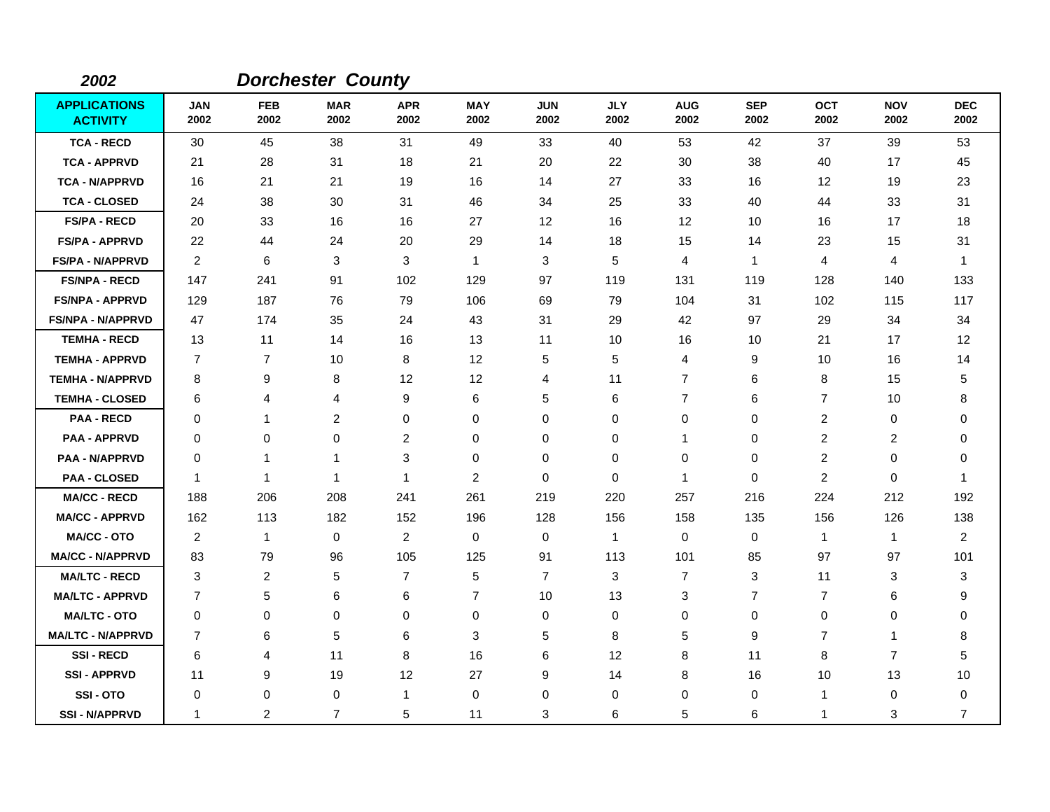**2002** **Dorchester County**

| APPLICATIONS ACTIVITY | JAN 2002 | FEB 2002 | MAR 2002 | APR 2002 | MAY 2002 | JUN 2002 | JLY 2002 | AUG 2002 | SEP 2002 | OCT 2002 | NOV 2002 | DEC 2002 |
|---|---|---|---|---|---|---|---|---|---|---|---|---|
| TCA - RECD | 30 | 45 | 38 | 31 | 49 | 33 | 40 | 53 | 42 | 37 | 39 | 53 |
| TCA - APPRVD | 21 | 28 | 31 | 18 | 21 | 20 | 22 | 30 | 38 | 40 | 17 | 45 |
| TCA - N/APPRVD | 16 | 21 | 21 | 19 | 16 | 14 | 27 | 33 | 16 | 12 | 19 | 23 |
| TCA - CLOSED | 24 | 38 | 30 | 31 | 46 | 34 | 25 | 33 | 40 | 44 | 33 | 31 |
| FS/PA - RECD | 20 | 33 | 16 | 16 | 27 | 12 | 16 | 12 | 10 | 16 | 17 | 18 |
| FS/PA - APPRVD | 22 | 44 | 24 | 20 | 29 | 14 | 18 | 15 | 14 | 23 | 15 | 31 |
| FS/PA - N/APPRVD | 2 | 6 | 3 | 3 | 1 | 3 | 5 | 4 | 1 | 4 | 4 | 1 |
| FS/NPA - RECD | 147 | 241 | 91 | 102 | 129 | 97 | 119 | 131 | 119 | 128 | 140 | 133 |
| FS/NPA - APPRVD | 129 | 187 | 76 | 79 | 106 | 69 | 79 | 104 | 31 | 102 | 115 | 117 |
| FS/NPA - N/APPRVD | 47 | 174 | 35 | 24 | 43 | 31 | 29 | 42 | 97 | 29 | 34 | 34 |
| TEMHA - RECD | 13 | 11 | 14 | 16 | 13 | 11 | 10 | 16 | 10 | 21 | 17 | 12 |
| TEMHA - APPRVD | 7 | 7 | 10 | 8 | 12 | 5 | 5 | 4 | 9 | 10 | 16 | 14 |
| TEMHA - N/APPRVD | 8 | 9 | 8 | 12 | 12 | 4 | 11 | 7 | 6 | 8 | 15 | 5 |
| TEMHA - CLOSED | 6 | 4 | 4 | 9 | 6 | 5 | 6 | 7 | 6 | 7 | 10 | 8 |
| PAA - RECD | 0 | 1 | 2 | 0 | 0 | 0 | 0 | 0 | 0 | 2 | 0 | 0 |
| PAA - APPRVD | 0 | 0 | 0 | 2 | 0 | 0 | 0 | 1 | 0 | 2 | 2 | 0 |
| PAA - N/APPRVD | 0 | 1 | 1 | 3 | 0 | 0 | 0 | 0 | 0 | 2 | 0 | 0 |
| PAA - CLOSED | 1 | 1 | 1 | 1 | 2 | 0 | 0 | 1 | 0 | 2 | 0 | 1 |
| MA/CC - RECD | 188 | 206 | 208 | 241 | 261 | 219 | 220 | 257 | 216 | 224 | 212 | 192 |
| MA/CC - APPRVD | 162 | 113 | 182 | 152 | 196 | 128 | 156 | 158 | 135 | 156 | 126 | 138 |
| MA/CC - OTO | 2 | 1 | 0 | 2 | 0 | 0 | 1 | 0 | 0 | 1 | 1 | 2 |
| MA/CC - N/APPRVD | 83 | 79 | 96 | 105 | 125 | 91 | 113 | 101 | 85 | 97 | 97 | 101 |
| MA/LTC - RECD | 3 | 2 | 5 | 7 | 5 | 7 | 3 | 7 | 3 | 11 | 3 | 3 |
| MA/LTC - APPRVD | 7 | 5 | 6 | 6 | 7 | 10 | 13 | 3 | 7 | 7 | 6 | 9 |
| MA/LTC - OTO | 0 | 0 | 0 | 0 | 0 | 0 | 0 | 0 | 0 | 0 | 0 | 0 |
| MA/LTC - N/APPRVD | 7 | 6 | 5 | 6 | 3 | 5 | 8 | 5 | 9 | 7 | 1 | 8 |
| SSI - RECD | 6 | 4 | 11 | 8 | 16 | 6 | 12 | 8 | 11 | 8 | 7 | 5 |
| SSI - APPRVD | 11 | 9 | 19 | 12 | 27 | 9 | 14 | 8 | 16 | 10 | 13 | 10 |
| SSI - OTO | 0 | 0 | 0 | 1 | 0 | 0 | 0 | 0 | 0 | 1 | 0 | 0 |
| SSI - N/APPRVD | 1 | 2 | 7 | 5 | 11 | 3 | 6 | 5 | 6 | 1 | 3 | 7 |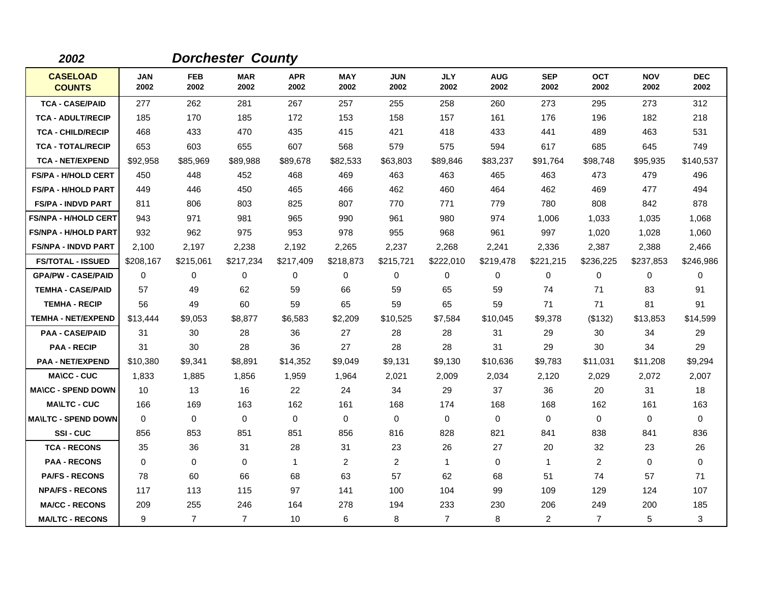*2002* ***Dorchester County***

| CASELOAD COUNTS | JAN 2002 | FEB 2002 | MAR 2002 | APR 2002 | MAY 2002 | JUN 2002 | JLY 2002 | AUG 2002 | SEP 2002 | OCT 2002 | NOV 2002 | DEC 2002 |
|---|---|---|---|---|---|---|---|---|---|---|---|---|
| TCA - CASE/PAID | 277 | 262 | 281 | 267 | 257 | 255 | 258 | 260 | 273 | 295 | 273 | 312 |
| TCA - ADULT/RECIP | 185 | 170 | 185 | 172 | 153 | 158 | 157 | 161 | 176 | 196 | 182 | 218 |
| TCA - CHILD/RECIP | 468 | 433 | 470 | 435 | 415 | 421 | 418 | 433 | 441 | 489 | 463 | 531 |
| TCA - TOTAL/RECIP | 653 | 603 | 655 | 607 | 568 | 579 | 575 | 594 | 617 | 685 | 645 | 749 |
| TCA - NET/EXPEND | $92,958 | $85,969 | $89,988 | $89,678 | $82,533 | $63,803 | $89,846 | $83,237 | $91,764 | $98,748 | $95,935 | $140,537 |
| FS/PA - H/HOLD CERT | 450 | 448 | 452 | 468 | 469 | 463 | 463 | 465 | 463 | 473 | 479 | 496 |
| FS/PA - H/HOLD PART | 449 | 446 | 450 | 465 | 466 | 462 | 460 | 464 | 462 | 469 | 477 | 494 |
| FS/PA - INDVD PART | 811 | 806 | 803 | 825 | 807 | 770 | 771 | 779 | 780 | 808 | 842 | 878 |
| FS/NPA - H/HOLD CERT | 943 | 971 | 981 | 965 | 990 | 961 | 980 | 974 | 1,006 | 1,033 | 1,035 | 1,068 |
| FS/NPA - H/HOLD PART | 932 | 962 | 975 | 953 | 978 | 955 | 968 | 961 | 997 | 1,020 | 1,028 | 1,060 |
| FS/NPA - INDVD PART | 2,100 | 2,197 | 2,238 | 2,192 | 2,265 | 2,237 | 2,268 | 2,241 | 2,336 | 2,387 | 2,388 | 2,466 |
| FS/TOTAL - ISSUED | $208,167 | $215,061 | $217,234 | $217,409 | $218,873 | $215,721 | $222,010 | $219,478 | $221,215 | $236,225 | $237,853 | $246,986 |
| GPA/PW - CASE/PAID | 0 | 0 | 0 | 0 | 0 | 0 | 0 | 0 | 0 | 0 | 0 | 0 |
| TEMHA - CASE/PAID | 57 | 49 | 62 | 59 | 66 | 59 | 65 | 59 | 74 | 71 | 83 | 91 |
| TEMHA - RECIP | 56 | 49 | 60 | 59 | 65 | 59 | 65 | 59 | 71 | 71 | 81 | 91 |
| TEMHA - NET/EXPEND | $13,444 | $9,053 | $8,877 | $6,583 | $2,209 | $10,525 | $7,584 | $10,045 | $9,378 | ($132) | $13,853 | $14,599 |
| PAA - CASE/PAID | 31 | 30 | 28 | 36 | 27 | 28 | 28 | 31 | 29 | 30 | 34 | 29 |
| PAA - RECIP | 31 | 30 | 28 | 36 | 27 | 28 | 28 | 31 | 29 | 30 | 34 | 29 |
| PAA - NET/EXPEND | $10,380 | $9,341 | $8,891 | $14,352 | $9,049 | $9,131 | $9,130 | $10,636 | $9,783 | $11,031 | $11,208 | $9,294 |
| MA\CC - CUC | 1,833 | 1,885 | 1,856 | 1,959 | 1,964 | 2,021 | 2,009 | 2,034 | 2,120 | 2,029 | 2,072 | 2,007 |
| MA\CC - SPEND DOWN | 10 | 13 | 16 | 22 | 24 | 34 | 29 | 37 | 36 | 20 | 31 | 18 |
| MA\LTC - CUC | 166 | 169 | 163 | 162 | 161 | 168 | 174 | 168 | 168 | 162 | 161 | 163 |
| MA\LTC - SPEND DOWN | 0 | 0 | 0 | 0 | 0 | 0 | 0 | 0 | 0 | 0 | 0 | 0 |
| SSI - CUC | 856 | 853 | 851 | 851 | 856 | 816 | 828 | 821 | 841 | 838 | 841 | 836 |
| TCA - RECONS | 35 | 36 | 31 | 28 | 31 | 23 | 26 | 27 | 20 | 32 | 23 | 26 |
| PAA - RECONS | 0 | 0 | 0 | 1 | 2 | 2 | 1 | 0 | 1 | 2 | 0 | 0 |
| PA/FS - RECONS | 78 | 60 | 66 | 68 | 63 | 57 | 62 | 68 | 51 | 74 | 57 | 71 |
| NPA/FS - RECONS | 117 | 113 | 115 | 97 | 141 | 100 | 104 | 99 | 109 | 129 | 124 | 107 |
| MA/CC - RECONS | 209 | 255 | 246 | 164 | 278 | 194 | 233 | 230 | 206 | 249 | 200 | 185 |
| MA/LTC - RECONS | 9 | 7 | 7 | 10 | 6 | 8 | 7 | 8 | 2 | 7 | 5 | 3 |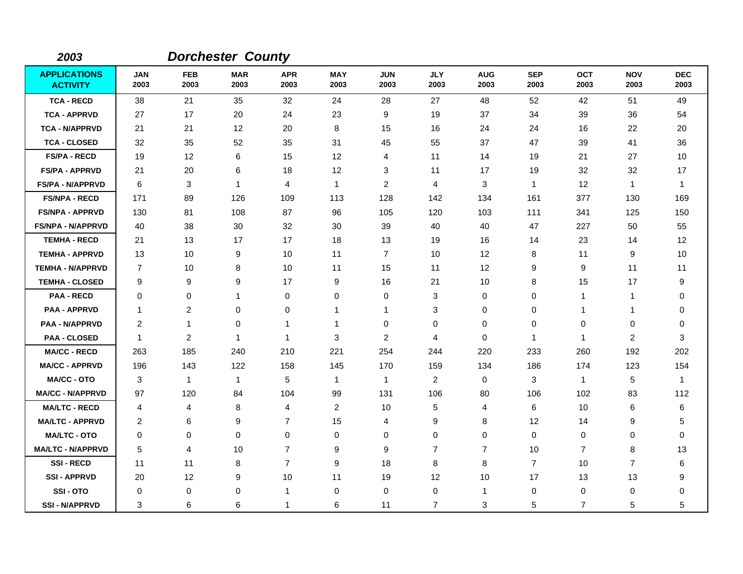**2003** **Dorchester County**

| APPLICATIONS ACTIVITY | JAN 2003 | FEB 2003 | MAR 2003 | APR 2003 | MAY 2003 | JUN 2003 | JLY 2003 | AUG 2003 | SEP 2003 | OCT 2003 | NOV 2003 | DEC 2003 |
|---|---|---|---|---|---|---|---|---|---|---|---|---|
| TCA - RECD | 38 | 21 | 35 | 32 | 24 | 28 | 27 | 48 | 52 | 42 | 51 | 49 |
| TCA - APPRVD | 27 | 17 | 20 | 24 | 23 | 9 | 19 | 37 | 34 | 39 | 36 | 54 |
| TCA - N/APPRVD | 21 | 21 | 12 | 20 | 8 | 15 | 16 | 24 | 24 | 16 | 22 | 20 |
| TCA - CLOSED | 32 | 35 | 52 | 35 | 31 | 45 | 55 | 37 | 47 | 39 | 41 | 36 |
| FS/PA - RECD | 19 | 12 | 6 | 15 | 12 | 4 | 11 | 14 | 19 | 21 | 27 | 10 |
| FS/PA - APPRVD | 21 | 20 | 6 | 18 | 12 | 3 | 11 | 17 | 19 | 32 | 32 | 17 |
| FS/PA - N/APPRVD | 6 | 3 | 1 | 4 | 1 | 2 | 4 | 3 | 1 | 12 | 1 | 1 |
| FS/NPA - RECD | 171 | 89 | 126 | 109 | 113 | 128 | 142 | 134 | 161 | 377 | 130 | 169 |
| FS/NPA - APPRVD | 130 | 81 | 108 | 87 | 96 | 105 | 120 | 103 | 111 | 341 | 125 | 150 |
| FS/NPA - N/APPRVD | 40 | 38 | 30 | 32 | 30 | 39 | 40 | 40 | 47 | 227 | 50 | 55 |
| TEMHA - RECD | 21 | 13 | 17 | 17 | 18 | 13 | 19 | 16 | 14 | 23 | 14 | 12 |
| TEMHA - APPRVD | 13 | 10 | 9 | 10 | 11 | 7 | 10 | 12 | 8 | 11 | 9 | 10 |
| TEMHA - N/APPRVD | 7 | 10 | 8 | 10 | 11 | 15 | 11 | 12 | 9 | 9 | 11 | 11 |
| TEMHA - CLOSED | 9 | 9 | 9 | 17 | 9 | 16 | 21 | 10 | 8 | 15 | 17 | 9 |
| PAA - RECD | 0 | 0 | 1 | 0 | 0 | 0 | 3 | 0 | 0 | 1 | 1 | 0 |
| PAA - APPRVD | 1 | 2 | 0 | 0 | 1 | 1 | 3 | 0 | 0 | 1 | 1 | 0 |
| PAA - N/APPRVD | 2 | 1 | 0 | 1 | 1 | 0 | 0 | 0 | 0 | 0 | 0 | 0 |
| PAA - CLOSED | 1 | 2 | 1 | 1 | 3 | 2 | 4 | 0 | 1 | 1 | 2 | 3 |
| MA/CC - RECD | 263 | 185 | 240 | 210 | 221 | 254 | 244 | 220 | 233 | 260 | 192 | 202 |
| MA/CC - APPRVD | 196 | 143 | 122 | 158 | 145 | 170 | 159 | 134 | 186 | 174 | 123 | 154 |
| MA/CC - OTO | 3 | 1 | 1 | 5 | 1 | 1 | 2 | 0 | 3 | 1 | 5 | 1 |
| MA/CC - N/APPRVD | 97 | 120 | 84 | 104 | 99 | 131 | 106 | 80 | 106 | 102 | 83 | 112 |
| MA/LTC - RECD | 4 | 4 | 8 | 4 | 2 | 10 | 5 | 4 | 6 | 10 | 6 | 6 |
| MA/LTC - APPRVD | 2 | 6 | 9 | 7 | 15 | 4 | 9 | 8 | 12 | 14 | 9 | 5 |
| MA/LTC - OTO | 0 | 0 | 0 | 0 | 0 | 0 | 0 | 0 | 0 | 0 | 0 | 0 |
| MA/LTC - N/APPRVD | 5 | 4 | 10 | 7 | 9 | 9 | 7 | 7 | 10 | 7 | 8 | 13 |
| SSI - RECD | 11 | 11 | 8 | 7 | 9 | 18 | 8 | 8 | 7 | 10 | 7 | 6 |
| SSI - APPRVD | 20 | 12 | 9 | 10 | 11 | 19 | 12 | 10 | 17 | 13 | 13 | 9 |
| SSI - OTO | 0 | 0 | 0 | 1 | 0 | 0 | 0 | 1 | 0 | 0 | 0 | 0 |
| SSI - N/APPRVD | 3 | 6 | 6 | 1 | 6 | 11 | 7 | 3 | 5 | 7 | 5 | 5 |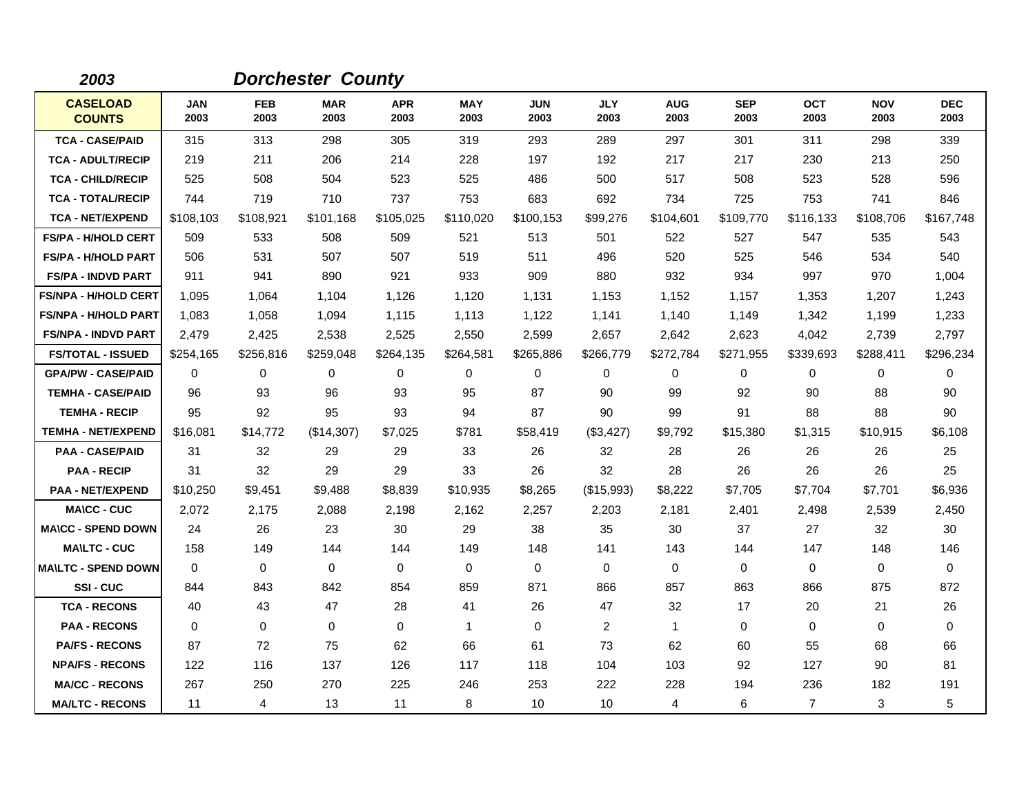*2003* *Dorchester County*

| CASELOAD COUNTS | JAN 2003 | FEB 2003 | MAR 2003 | APR 2003 | MAY 2003 | JUN 2003 | JLY 2003 | AUG 2003 | SEP 2003 | OCT 2003 | NOV 2003 | DEC 2003 |
|---|---|---|---|---|---|---|---|---|---|---|---|---|
| TCA - CASE/PAID | 315 | 313 | 298 | 305 | 319 | 293 | 289 | 297 | 301 | 311 | 298 | 339 |
| TCA - ADULT/RECIP | 219 | 211 | 206 | 214 | 228 | 197 | 192 | 217 | 217 | 230 | 213 | 250 |
| TCA - CHILD/RECIP | 525 | 508 | 504 | 523 | 525 | 486 | 500 | 517 | 508 | 523 | 528 | 596 |
| TCA - TOTAL/RECIP | 744 | 719 | 710 | 737 | 753 | 683 | 692 | 734 | 725 | 753 | 741 | 846 |
| TCA - NET/EXPEND | $108,103 | $108,921 | $101,168 | $105,025 | $110,020 | $100,153 | $99,276 | $104,601 | $109,770 | $116,133 | $108,706 | $167,748 |
| FS/PA - H/HOLD CERT | 509 | 533 | 508 | 509 | 521 | 513 | 501 | 522 | 527 | 547 | 535 | 543 |
| FS/PA - H/HOLD PART | 506 | 531 | 507 | 507 | 519 | 511 | 496 | 520 | 525 | 546 | 534 | 540 |
| FS/PA - INDVD PART | 911 | 941 | 890 | 921 | 933 | 909 | 880 | 932 | 934 | 997 | 970 | 1,004 |
| FS/NPA - H/HOLD CERT | 1,095 | 1,064 | 1,104 | 1,126 | 1,120 | 1,131 | 1,153 | 1,152 | 1,157 | 1,353 | 1,207 | 1,243 |
| FS/NPA - H/HOLD PART | 1,083 | 1,058 | 1,094 | 1,115 | 1,113 | 1,122 | 1,141 | 1,140 | 1,149 | 1,342 | 1,199 | 1,233 |
| FS/NPA - INDVD PART | 2,479 | 2,425 | 2,538 | 2,525 | 2,550 | 2,599 | 2,657 | 2,642 | 2,623 | 4,042 | 2,739 | 2,797 |
| FS/TOTAL - ISSUED | $254,165 | $256,816 | $259,048 | $264,135 | $264,581 | $265,886 | $266,779 | $272,784 | $271,955 | $339,693 | $288,411 | $296,234 |
| GPA/PW - CASE/PAID | 0 | 0 | 0 | 0 | 0 | 0 | 0 | 0 | 0 | 0 | 0 | 0 |
| TEMHA - CASE/PAID | 96 | 93 | 96 | 93 | 95 | 87 | 90 | 99 | 92 | 90 | 88 | 90 |
| TEMHA - RECIP | 95 | 92 | 95 | 93 | 94 | 87 | 90 | 99 | 91 | 88 | 88 | 90 |
| TEMHA - NET/EXPEND | $16,081 | $14,772 | ($14,307) | $7,025 | $781 | $58,419 | ($3,427) | $9,792 | $15,380 | $1,315 | $10,915 | $6,108 |
| PAA - CASE/PAID | 31 | 32 | 29 | 29 | 33 | 26 | 32 | 28 | 26 | 26 | 26 | 25 |
| PAA - RECIP | 31 | 32 | 29 | 29 | 33 | 26 | 32 | 28 | 26 | 26 | 26 | 25 |
| PAA - NET/EXPEND | $10,250 | $9,451 | $9,488 | $8,839 | $10,935 | $8,265 | ($15,993) | $8,222 | $7,705 | $7,704 | $7,701 | $6,936 |
| MA\CC - CUC | 2,072 | 2,175 | 2,088 | 2,198 | 2,162 | 2,257 | 2,203 | 2,181 | 2,401 | 2,498 | 2,539 | 2,450 |
| MA\CC - SPEND DOWN | 24 | 26 | 23 | 30 | 29 | 38 | 35 | 30 | 37 | 27 | 32 | 30 |
| MA\LTC - CUC | 158 | 149 | 144 | 144 | 149 | 148 | 141 | 143 | 144 | 147 | 148 | 146 |
| MA\LTC - SPEND DOWN | 0 | 0 | 0 | 0 | 0 | 0 | 0 | 0 | 0 | 0 | 0 | 0 |
| SSI - CUC | 844 | 843 | 842 | 854 | 859 | 871 | 866 | 857 | 863 | 866 | 875 | 872 |
| TCA - RECONS | 40 | 43 | 47 | 28 | 41 | 26 | 47 | 32 | 17 | 20 | 21 | 26 |
| PAA - RECONS | 0 | 0 | 0 | 0 | 1 | 0 | 2 | 1 | 0 | 0 | 0 | 0 |
| PA/FS - RECONS | 87 | 72 | 75 | 62 | 66 | 61 | 73 | 62 | 60 | 55 | 68 | 66 |
| NPA/FS - RECONS | 122 | 116 | 137 | 126 | 117 | 118 | 104 | 103 | 92 | 127 | 90 | 81 |
| MA/CC - RECONS | 267 | 250 | 270 | 225 | 246 | 253 | 222 | 228 | 194 | 236 | 182 | 191 |
| MA/LTC - RECONS | 11 | 4 | 13 | 11 | 8 | 10 | 10 | 4 | 6 | 7 | 3 | 5 |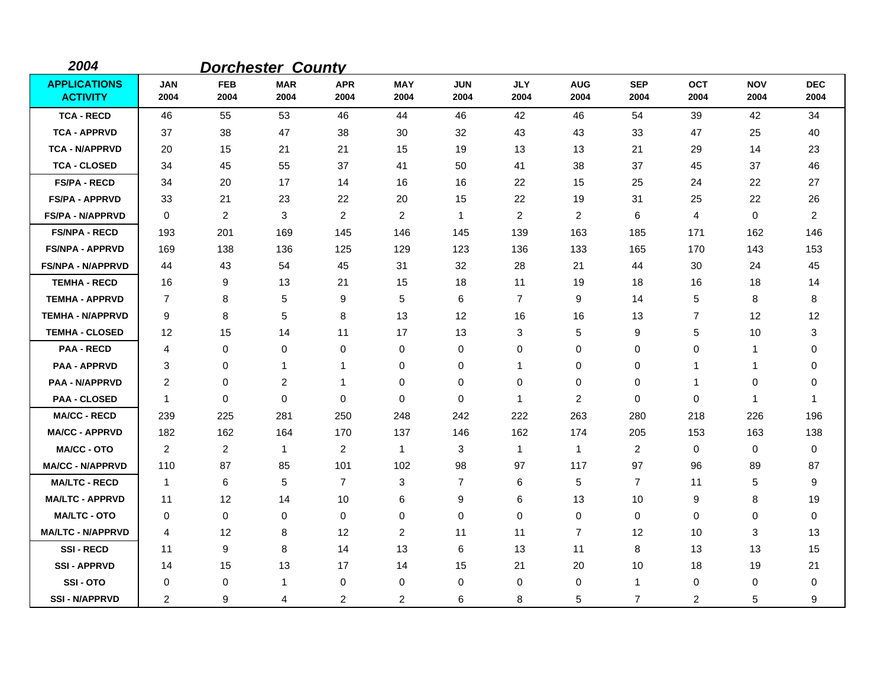*2004* ***Dorchester County***

| APPLICATIONS ACTIVITY | JAN 2004 | FEB 2004 | MAR 2004 | APR 2004 | MAY 2004 | JUN 2004 | JLY 2004 | AUG 2004 | SEP 2004 | OCT 2004 | NOV 2004 | DEC 2004 |
|---|---|---|---|---|---|---|---|---|---|---|---|---|
| TCA - RECD | 46 | 55 | 53 | 46 | 44 | 46 | 42 | 46 | 54 | 39 | 42 | 34 |
| TCA - APPRVD | 37 | 38 | 47 | 38 | 30 | 32 | 43 | 43 | 33 | 47 | 25 | 40 |
| TCA - N/APPRVD | 20 | 15 | 21 | 21 | 15 | 19 | 13 | 13 | 21 | 29 | 14 | 23 |
| TCA - CLOSED | 34 | 45 | 55 | 37 | 41 | 50 | 41 | 38 | 37 | 45 | 37 | 46 |
| FS/PA - RECD | 34 | 20 | 17 | 14 | 16 | 16 | 22 | 15 | 25 | 24 | 22 | 27 |
| FS/PA - APPRVD | 33 | 21 | 23 | 22 | 20 | 15 | 22 | 19 | 31 | 25 | 22 | 26 |
| FS/PA - N/APPRVD | 0 | 2 | 3 | 2 | 2 | 1 | 2 | 2 | 6 | 4 | 0 | 2 |
| FS/NPA - RECD | 193 | 201 | 169 | 145 | 146 | 145 | 139 | 163 | 185 | 171 | 162 | 146 |
| FS/NPA - APPRVD | 169 | 138 | 136 | 125 | 129 | 123 | 136 | 133 | 165 | 170 | 143 | 153 |
| FS/NPA - N/APPRVD | 44 | 43 | 54 | 45 | 31 | 32 | 28 | 21 | 44 | 30 | 24 | 45 |
| TEMHA - RECD | 16 | 9 | 13 | 21 | 15 | 18 | 11 | 19 | 18 | 16 | 18 | 14 |
| TEMHA - APPRVD | 7 | 8 | 5 | 9 | 5 | 6 | 7 | 9 | 14 | 5 | 8 | 8 |
| TEMHA - N/APPRVD | 9 | 8 | 5 | 8 | 13 | 12 | 16 | 16 | 13 | 7 | 12 | 12 |
| TEMHA - CLOSED | 12 | 15 | 14 | 11 | 17 | 13 | 3 | 5 | 9 | 5 | 10 | 3 |
| PAA - RECD | 4 | 0 | 0 | 0 | 0 | 0 | 0 | 0 | 0 | 0 | 1 | 0 |
| PAA - APPRVD | 3 | 0 | 1 | 1 | 0 | 0 | 1 | 0 | 0 | 1 | 1 | 0 |
| PAA - N/APPRVD | 2 | 0 | 2 | 1 | 0 | 0 | 0 | 0 | 0 | 1 | 0 | 0 |
| PAA - CLOSED | 1 | 0 | 0 | 0 | 0 | 0 | 1 | 2 | 0 | 0 | 1 | 1 |
| MA/CC - RECD | 239 | 225 | 281 | 250 | 248 | 242 | 222 | 263 | 280 | 218 | 226 | 196 |
| MA/CC - APPRVD | 182 | 162 | 164 | 170 | 137 | 146 | 162 | 174 | 205 | 153 | 163 | 138 |
| MA/CC - OTO | 2 | 2 | 1 | 2 | 1 | 3 | 1 | 1 | 2 | 0 | 0 | 0 |
| MA/CC - N/APPRVD | 110 | 87 | 85 | 101 | 102 | 98 | 97 | 117 | 97 | 96 | 89 | 87 |
| MA/LTC - RECD | 1 | 6 | 5 | 7 | 3 | 7 | 6 | 5 | 7 | 11 | 5 | 9 |
| MA/LTC - APPRVD | 11 | 12 | 14 | 10 | 6 | 9 | 6 | 13 | 10 | 9 | 8 | 19 |
| MA/LTC - OTO | 0 | 0 | 0 | 0 | 0 | 0 | 0 | 0 | 0 | 0 | 0 | 0 |
| MA/LTC - N/APPRVD | 4 | 12 | 8 | 12 | 2 | 11 | 11 | 7 | 12 | 10 | 3 | 13 |
| SSI - RECD | 11 | 9 | 8 | 14 | 13 | 6 | 13 | 11 | 8 | 13 | 13 | 15 |
| SSI - APPRVD | 14 | 15 | 13 | 17 | 14 | 15 | 21 | 20 | 10 | 18 | 19 | 21 |
| SSI - OTO | 0 | 0 | 1 | 0 | 0 | 0 | 0 | 0 | 1 | 0 | 0 | 0 |
| SSI - N/APPRVD | 2 | 9 | 4 | 2 | 2 | 6 | 8 | 5 | 7 | 2 | 5 | 9 |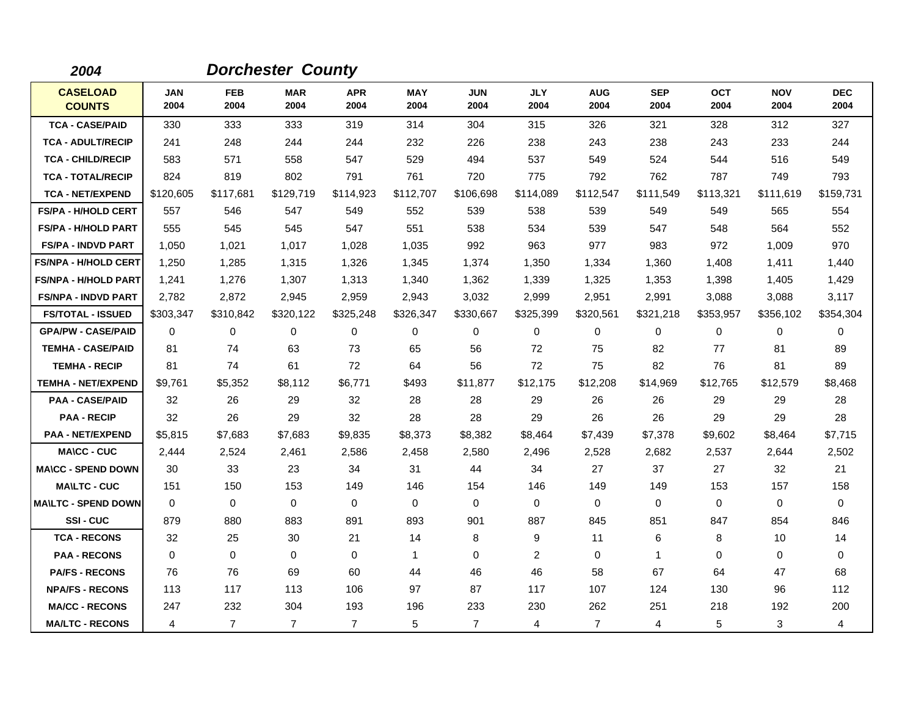**2004** **Dorchester County**

| CASELOAD COUNTS | JAN 2004 | FEB 2004 | MAR 2004 | APR 2004 | MAY 2004 | JUN 2004 | JLY 2004 | AUG 2004 | SEP 2004 | OCT 2004 | NOV 2004 | DEC 2004 |
|---|---|---|---|---|---|---|---|---|---|---|---|---|
| TCA - CASE/PAID | 330 | 333 | 333 | 319 | 314 | 304 | 315 | 326 | 321 | 328 | 312 | 327 |
| TCA - ADULT/RECIP | 241 | 248 | 244 | 244 | 232 | 226 | 238 | 243 | 238 | 243 | 233 | 244 |
| TCA - CHILD/RECIP | 583 | 571 | 558 | 547 | 529 | 494 | 537 | 549 | 524 | 544 | 516 | 549 |
| TCA - TOTAL/RECIP | 824 | 819 | 802 | 791 | 761 | 720 | 775 | 792 | 762 | 787 | 749 | 793 |
| TCA - NET/EXPEND | $120,605 | $117,681 | $129,719 | $114,923 | $112,707 | $106,698 | $114,089 | $112,547 | $111,549 | $113,321 | $111,619 | $159,731 |
| FS/PA - H/HOLD CERT | 557 | 546 | 547 | 549 | 552 | 539 | 538 | 539 | 549 | 549 | 565 | 554 |
| FS/PA - H/HOLD PART | 555 | 545 | 545 | 547 | 551 | 538 | 534 | 539 | 547 | 548 | 564 | 552 |
| FS/PA - INDVD PART | 1,050 | 1,021 | 1,017 | 1,028 | 1,035 | 992 | 963 | 977 | 983 | 972 | 1,009 | 970 |
| FS/NPA - H/HOLD CERT | 1,250 | 1,285 | 1,315 | 1,326 | 1,345 | 1,374 | 1,350 | 1,334 | 1,360 | 1,408 | 1,411 | 1,440 |
| FS/NPA - H/HOLD PART | 1,241 | 1,276 | 1,307 | 1,313 | 1,340 | 1,362 | 1,339 | 1,325 | 1,353 | 1,398 | 1,405 | 1,429 |
| FS/NPA - INDVD PART | 2,782 | 2,872 | 2,945 | 2,959 | 2,943 | 3,032 | 2,999 | 2,951 | 2,991 | 3,088 | 3,088 | 3,117 |
| FS/TOTAL - ISSUED | $303,347 | $310,842 | $320,122 | $325,248 | $326,347 | $330,667 | $325,399 | $320,561 | $321,218 | $353,957 | $356,102 | $354,304 |
| GPA/PW - CASE/PAID | 0 | 0 | 0 | 0 | 0 | 0 | 0 | 0 | 0 | 0 | 0 | 0 |
| TEMHA - CASE/PAID | 81 | 74 | 63 | 73 | 65 | 56 | 72 | 75 | 82 | 77 | 81 | 89 |
| TEMHA - RECIP | 81 | 74 | 61 | 72 | 64 | 56 | 72 | 75 | 82 | 76 | 81 | 89 |
| TEMHA - NET/EXPEND | $9,761 | $5,352 | $8,112 | $6,771 | $493 | $11,877 | $12,175 | $12,208 | $14,969 | $12,765 | $12,579 | $8,468 |
| PAA - CASE/PAID | 32 | 26 | 29 | 32 | 28 | 28 | 29 | 26 | 26 | 29 | 29 | 28 |
| PAA - RECIP | 32 | 26 | 29 | 32 | 28 | 28 | 29 | 26 | 26 | 29 | 29 | 28 |
| PAA - NET/EXPEND | $5,815 | $7,683 | $7,683 | $9,835 | $8,373 | $8,382 | $8,464 | $7,439 | $7,378 | $9,602 | $8,464 | $7,715 |
| MA\CC - CUC | 2,444 | 2,524 | 2,461 | 2,586 | 2,458 | 2,580 | 2,496 | 2,528 | 2,682 | 2,537 | 2,644 | 2,502 |
| MA\CC - SPEND DOWN | 30 | 33 | 23 | 34 | 31 | 44 | 34 | 27 | 37 | 27 | 32 | 21 |
| MA\LTC - CUC | 151 | 150 | 153 | 149 | 146 | 154 | 146 | 149 | 149 | 153 | 157 | 158 |
| MA\LTC - SPEND DOWN | 0 | 0 | 0 | 0 | 0 | 0 | 0 | 0 | 0 | 0 | 0 | 0 |
| SSI - CUC | 879 | 880 | 883 | 891 | 893 | 901 | 887 | 845 | 851 | 847 | 854 | 846 |
| TCA - RECONS | 32 | 25 | 30 | 21 | 14 | 8 | 9 | 11 | 6 | 8 | 10 | 14 |
| PAA - RECONS | 0 | 0 | 0 | 0 | 1 | 0 | 2 | 0 | 1 | 0 | 0 | 0 |
| PA/FS - RECONS | 76 | 76 | 69 | 60 | 44 | 46 | 46 | 58 | 67 | 64 | 47 | 68 |
| NPA/FS - RECONS | 113 | 117 | 113 | 106 | 97 | 87 | 117 | 107 | 124 | 130 | 96 | 112 |
| MA/CC - RECONS | 247 | 232 | 304 | 193 | 196 | 233 | 230 | 262 | 251 | 218 | 192 | 200 |
| MA/LTC - RECONS | 4 | 7 | 7 | 7 | 5 | 7 | 4 | 7 | 4 | 5 | 3 | 4 |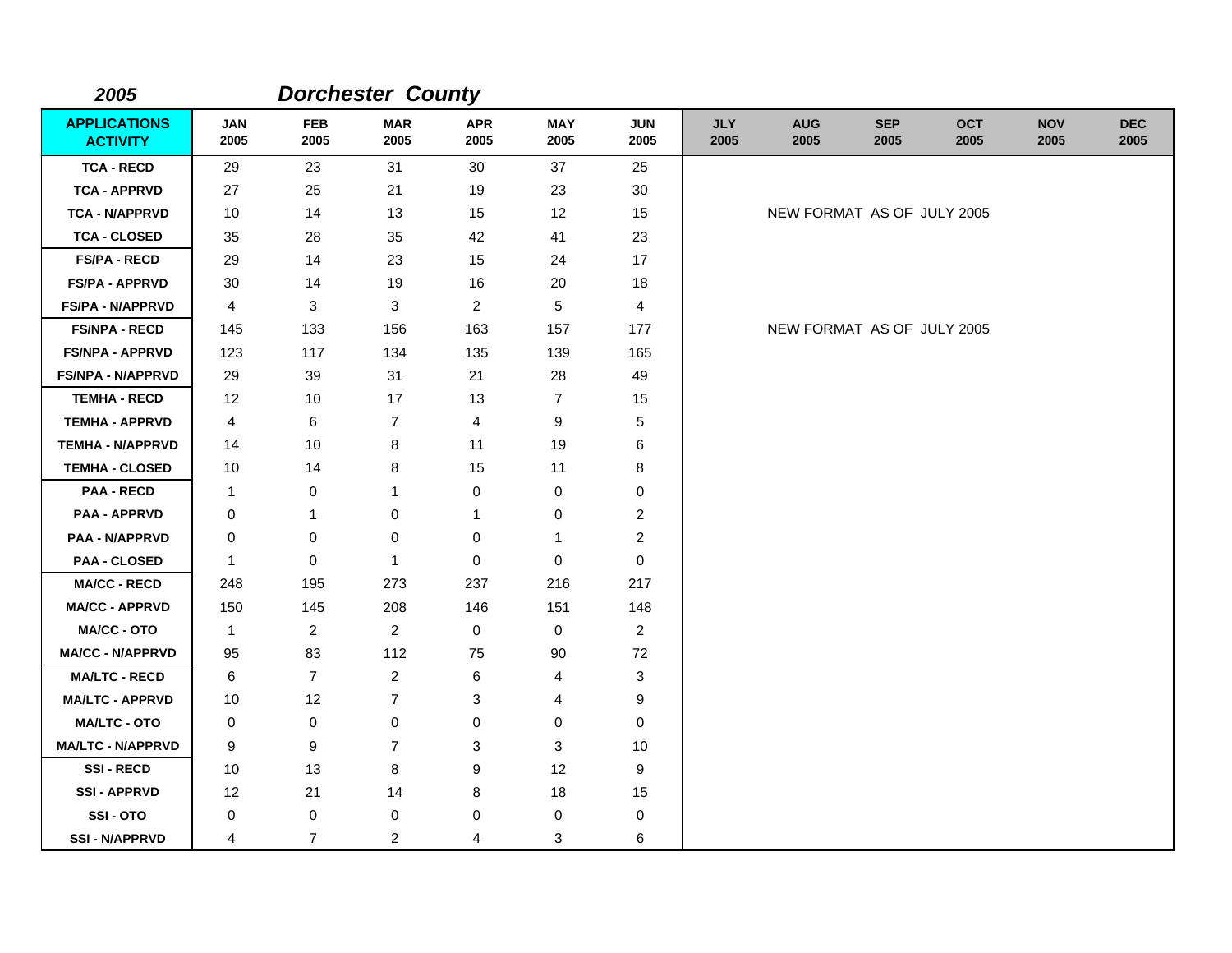## *2005* *Dorchester County*

| APPLICATIONS ACTIVITY | JAN 2005 | FEB 2005 | MAR 2005 | APR 2005 | MAY 2005 | JUN 2005 | JLY 2005 | AUG 2005 | SEP 2005 | OCT 2005 | NOV 2005 | DEC 2005 |
|---|---|---|---|---|---|---|---|---|---|---|---|---|
| TCA - RECD | 29 | 23 | 31 | 30 | 37 | 25 | | | | | | |
| TCA - APPRVD | 27 | 25 | 21 | 19 | 23 | 30 | | | | | | |
| TCA - N/APPRVD | 10 | 14 | 13 | 15 | 12 | 15 | | NEW FORMAT AS OF JULY 2005 | | | | |
| TCA - CLOSED | 35 | 28 | 35 | 42 | 41 | 23 | | | | | | |
| FS/PA - RECD | 29 | 14 | 23 | 15 | 24 | 17 | | | | | | |
| FS/PA - APPRVD | 30 | 14 | 19 | 16 | 20 | 18 | | | | | | |
| FS/PA - N/APPRVD | 4 | 3 | 3 | 2 | 5 | 4 | | | | | | |
| FS/NPA - RECD | 145 | 133 | 156 | 163 | 157 | 177 | | NEW FORMAT AS OF JULY 2005 | | | | |
| FS/NPA - APPRVD | 123 | 117 | 134 | 135 | 139 | 165 | | | | | | |
| FS/NPA - N/APPRVD | 29 | 39 | 31 | 21 | 28 | 49 | | | | | | |
| TEMHA - RECD | 12 | 10 | 17 | 13 | 7 | 15 | | | | | | |
| TEMHA - APPRVD | 4 | 6 | 7 | 4 | 9 | 5 | | | | | | |
| TEMHA - N/APPRVD | 14 | 10 | 8 | 11 | 19 | 6 | | | | | | |
| TEMHA - CLOSED | 10 | 14 | 8 | 15 | 11 | 8 | | | | | | |
| PAA - RECD | 1 | 0 | 1 | 0 | 0 | 0 | | | | | | |
| PAA - APPRVD | 0 | 1 | 0 | 1 | 0 | 2 | | | | | | |
| PAA - N/APPRVD | 0 | 0 | 0 | 0 | 1 | 2 | | | | | | |
| PAA - CLOSED | 1 | 0 | 1 | 0 | 0 | 0 | | | | | | |
| MA/CC - RECD | 248 | 195 | 273 | 237 | 216 | 217 | | | | | | |
| MA/CC - APPRVD | 150 | 145 | 208 | 146 | 151 | 148 | | | | | | |
| MA/CC - OTO | 1 | 2 | 2 | 0 | 0 | 2 | | | | | | |
| MA/CC - N/APPRVD | 95 | 83 | 112 | 75 | 90 | 72 | | | | | | |
| MA/LTC - RECD | 6 | 7 | 2 | 6 | 4 | 3 | | | | | | |
| MA/LTC - APPRVD | 10 | 12 | 7 | 3 | 4 | 9 | | | | | | |
| MA/LTC - OTO | 0 | 0 | 0 | 0 | 0 | 0 | | | | | | |
| MA/LTC - N/APPRVD | 9 | 9 | 7 | 3 | 3 | 10 | | | | | | |
| SSI - RECD | 10 | 13 | 8 | 9 | 12 | 9 | | | | | | |
| SSI - APPRVD | 12 | 21 | 14 | 8 | 18 | 15 | | | | | | |
| SSI - OTO | 0 | 0 | 0 | 0 | 0 | 0 | | | | | | |
| SSI - N/APPRVD | 4 | 7 | 2 | 4 | 3 | 6 | | | | | | |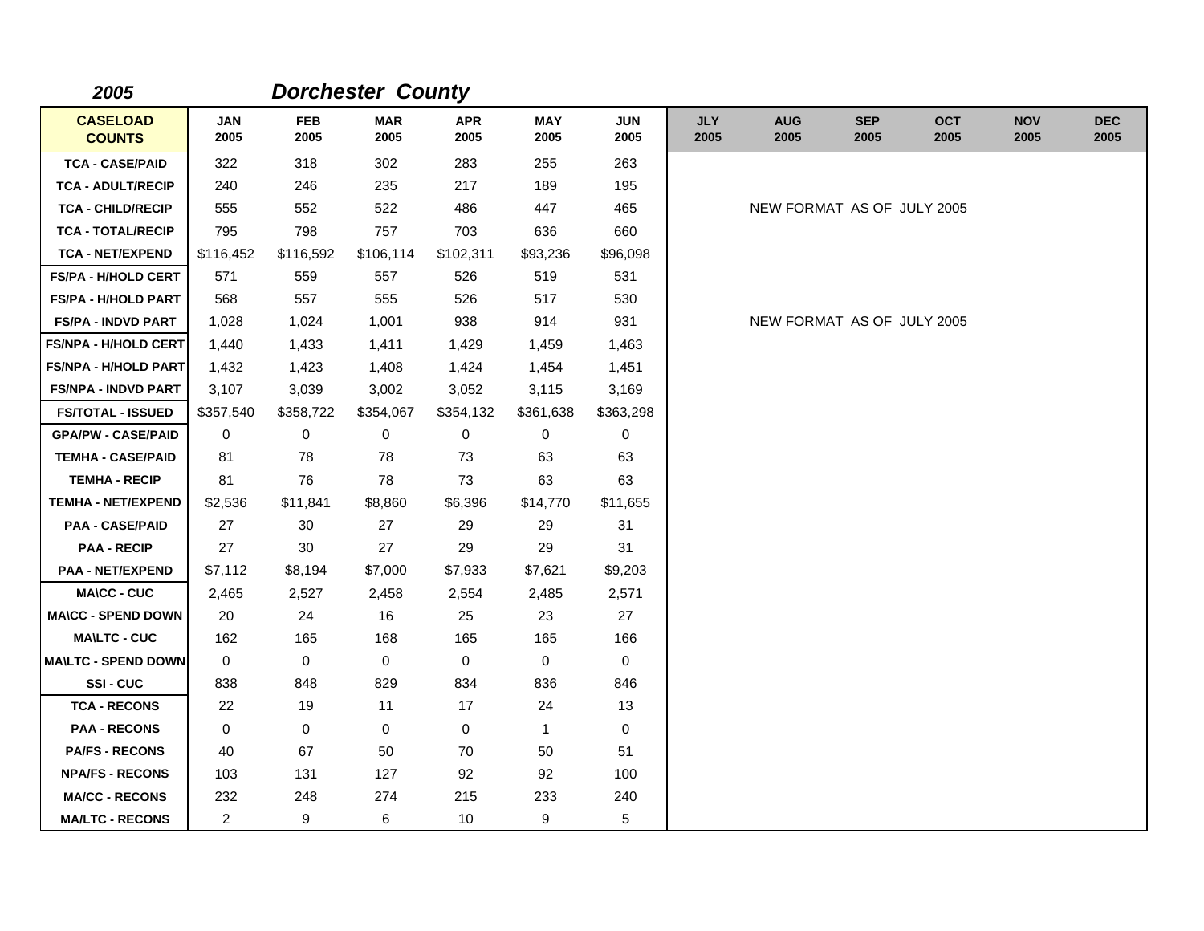## *2005* *Dorchester County*

| CASELOAD COUNTS | JAN 2005 | FEB 2005 | MAR 2005 | APR 2005 | MAY 2005 | JUN 2005 | JLY 2005 | AUG 2005 | SEP 2005 | OCT 2005 | NOV 2005 | DEC 2005 |
|---|---|---|---|---|---|---|---|---|---|---|---|---|
| TCA - CASE/PAID | 322 | 318 | 302 | 283 | 255 | 263 | | | | | | |
| TCA - ADULT/RECIP | 240 | 246 | 235 | 217 | 189 | 195 | | | | | | |
| TCA - CHILD/RECIP | 555 | 552 | 522 | 486 | 447 | 465 | | NEW FORMAT AS OF JULY 2005 | | | | |
| TCA - TOTAL/RECIP | 795 | 798 | 757 | 703 | 636 | 660 | | | | | | |
| TCA - NET/EXPEND | $116,452 | $116,592 | $106,114 | $102,311 | $93,236 | $96,098 | | | | | | |
| FS/PA - H/HOLD CERT | 571 | 559 | 557 | 526 | 519 | 531 | | | | | | |
| FS/PA - H/HOLD PART | 568 | 557 | 555 | 526 | 517 | 530 | | | | | | |
| FS/PA - INDVD PART | 1,028 | 1,024 | 1,001 | 938 | 914 | 931 | | NEW FORMAT AS OF JULY 2005 | | | | |
| FS/NPA - H/HOLD CERT | 1,440 | 1,433 | 1,411 | 1,429 | 1,459 | 1,463 | | | | | | |
| FS/NPA - H/HOLD PART | 1,432 | 1,423 | 1,408 | 1,424 | 1,454 | 1,451 | | | | | | |
| FS/NPA - INDVD PART | 3,107 | 3,039 | 3,002 | 3,052 | 3,115 | 3,169 | | | | | | |
| FS/TOTAL - ISSUED | $357,540 | $358,722 | $354,067 | $354,132 | $361,638 | $363,298 | | | | | | |
| GPA/PW - CASE/PAID | 0 | 0 | 0 | 0 | 0 | 0 | | | | | | |
| TEMHA - CASE/PAID | 81 | 78 | 78 | 73 | 63 | 63 | | | | | | |
| TEMHA - RECIP | 81 | 76 | 78 | 73 | 63 | 63 | | | | | | |
| TEMHA - NET/EXPEND | $2,536 | $11,841 | $8,860 | $6,396 | $14,770 | $11,655 | | | | | | |
| PAA - CASE/PAID | 27 | 30 | 27 | 29 | 29 | 31 | | | | | | |
| PAA - RECIP | 27 | 30 | 27 | 29 | 29 | 31 | | | | | | |
| PAA - NET/EXPEND | $7,112 | $8,194 | $7,000 | $7,933 | $7,621 | $9,203 | | | | | | |
| MA\CC - CUC | 2,465 | 2,527 | 2,458 | 2,554 | 2,485 | 2,571 | | | | | | |
| MA\CC - SPEND DOWN | 20 | 24 | 16 | 25 | 23 | 27 | | | | | | |
| MA\LTC - CUC | 162 | 165 | 168 | 165 | 165 | 166 | | | | | | |
| MA\LTC - SPEND DOWN | 0 | 0 | 0 | 0 | 0 | 0 | | | | | | |
| SSI - CUC | 838 | 848 | 829 | 834 | 836 | 846 | | | | | | |
| TCA - RECONS | 22 | 19 | 11 | 17 | 24 | 13 | | | | | | |
| PAA - RECONS | 0 | 0 | 0 | 0 | 1 | 0 | | | | | | |
| PA/FS - RECONS | 40 | 67 | 50 | 70 | 50 | 51 | | | | | | |
| NPA/FS - RECONS | 103 | 131 | 127 | 92 | 92 | 100 | | | | | | |
| MA/CC - RECONS | 232 | 248 | 274 | 215 | 233 | 240 | | | | | | |
| MA/LTC - RECONS | 2 | 9 | 6 | 10 | 9 | 5 | | | | | | |